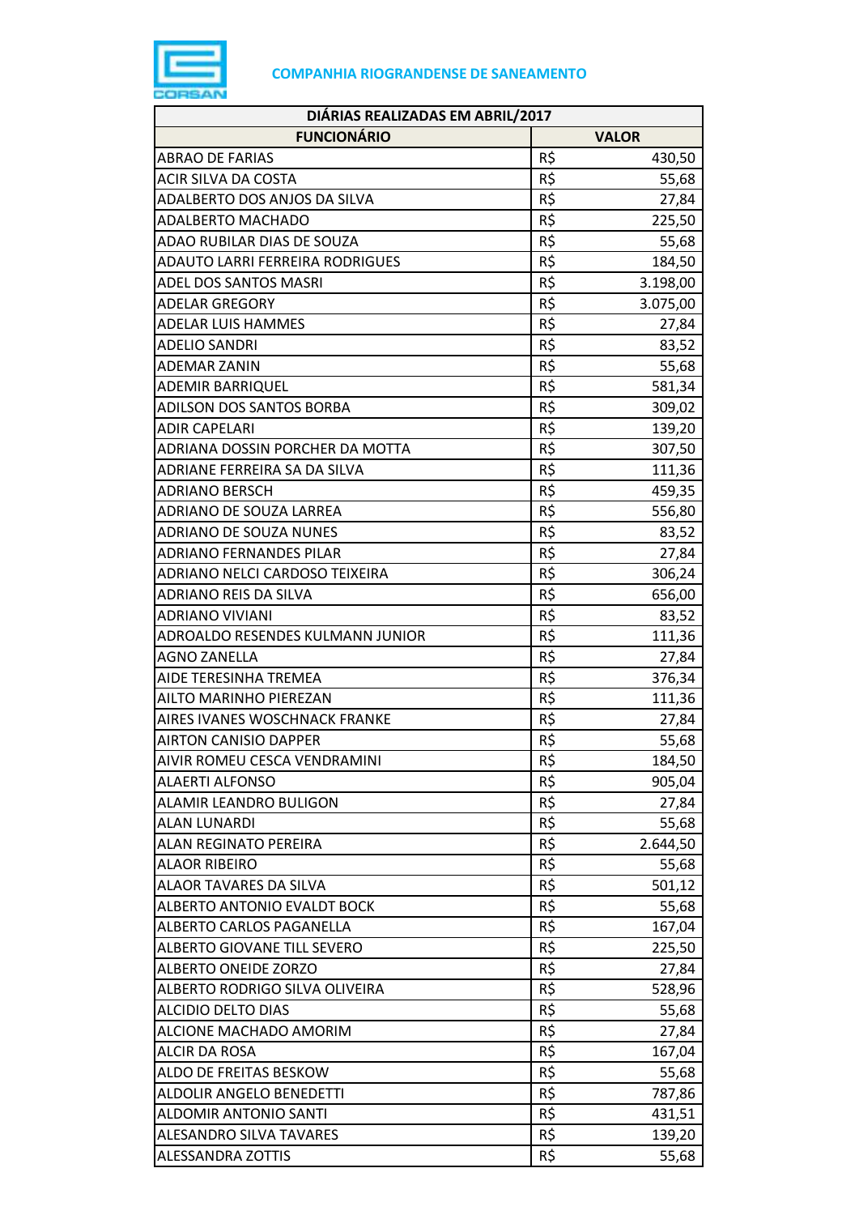**COMPANHIA RIOGRANDENSE DE SANEAMENTO**

| DIÁRIAS REALIZADAS EM ABRIL/2017 | | |
|---|---|---|
| **FUNCIONÁRIO** | **VALOR** | |
| ABRAO DE FARIAS | R$ | 430,50 |
| ACIR SILVA DA COSTA | R$ | 55,68 |
| ADALBERTO DOS ANJOS DA SILVA | R$ | 27,84 |
| ADALBERTO MACHADO | R$ | 225,50 |
| ADAO RUBILAR DIAS DE SOUZA | R$ | 55,68 |
| ADAUTO LARRI FERREIRA RODRIGUES | R$ | 184,50 |
| ADEL DOS SANTOS MASRI | R$ | 3.198,00 |
| ADELAR GREGORY | R$ | 3.075,00 |
| ADELAR LUIS HAMMES | R$ | 27,84 |
| ADELIO SANDRI | R$ | 83,52 |
| ADEMAR ZANIN | R$ | 55,68 |
| ADEMIR BARRIQUEL | R$ | 581,34 |
| ADILSON DOS SANTOS BORBA | R$ | 309,02 |
| ADIR CAPELARI | R$ | 139,20 |
| ADRIANA DOSSIN PORCHER DA MOTTA | R$ | 307,50 |
| ADRIANE FERREIRA SA DA SILVA | R$ | 111,36 |
| ADRIANO BERSCH | R$ | 459,35 |
| ADRIANO DE SOUZA LARREA | R$ | 556,80 |
| ADRIANO DE SOUZA NUNES | R$ | 83,52 |
| ADRIANO FERNANDES PILAR | R$ | 27,84 |
| ADRIANO NELCI CARDOSO TEIXEIRA | R$ | 306,24 |
| ADRIANO REIS DA SILVA | R$ | 656,00 |
| ADRIANO VIVIANI | R$ | 83,52 |
| ADROALDO RESENDES KULMANN JUNIOR | R$ | 111,36 |
| AGNO ZANELLA | R$ | 27,84 |
| AIDE TERESINHA TREMEA | R$ | 376,34 |
| AILTO MARINHO PIEREZAN | R$ | 111,36 |
| AIRES IVANES WOSCHNACK FRANKE | R$ | 27,84 |
| AIRTON CANISIO DAPPER | R$ | 55,68 |
| AIVIR ROMEU CESCA VENDRAMINI | R$ | 184,50 |
| ALAERTI ALFONSO | R$ | 905,04 |
| ALAMIR LEANDRO BULIGON | R$ | 27,84 |
| ALAN LUNARDI | R$ | 55,68 |
| ALAN REGINATO PEREIRA | R$ | 2.644,50 |
| ALAOR RIBEIRO | R$ | 55,68 |
| ALAOR TAVARES DA SILVA | R$ | 501,12 |
| ALBERTO ANTONIO EVALDT BOCK | R$ | 55,68 |
| ALBERTO CARLOS PAGANELLA | R$ | 167,04 |
| ALBERTO GIOVANE TILL SEVERO | R$ | 225,50 |
| ALBERTO ONEIDE ZORZO | R$ | 27,84 |
| ALBERTO RODRIGO SILVA OLIVEIRA | R$ | 528,96 |
| ALCIDIO DELTO DIAS | R$ | 55,68 |
| ALCIONE MACHADO AMORIM | R$ | 27,84 |
| ALCIR DA ROSA | R$ | 167,04 |
| ALDO DE FREITAS BESKOW | R$ | 55,68 |
| ALDOLIR ANGELO BENEDETTI | R$ | 787,86 |
| ALDOMIR ANTONIO SANTI | R$ | 431,51 |
| ALESANDRO SILVA TAVARES | R$ | 139,20 |
| ALESSANDRA ZOTTIS | R$ | 55,68 |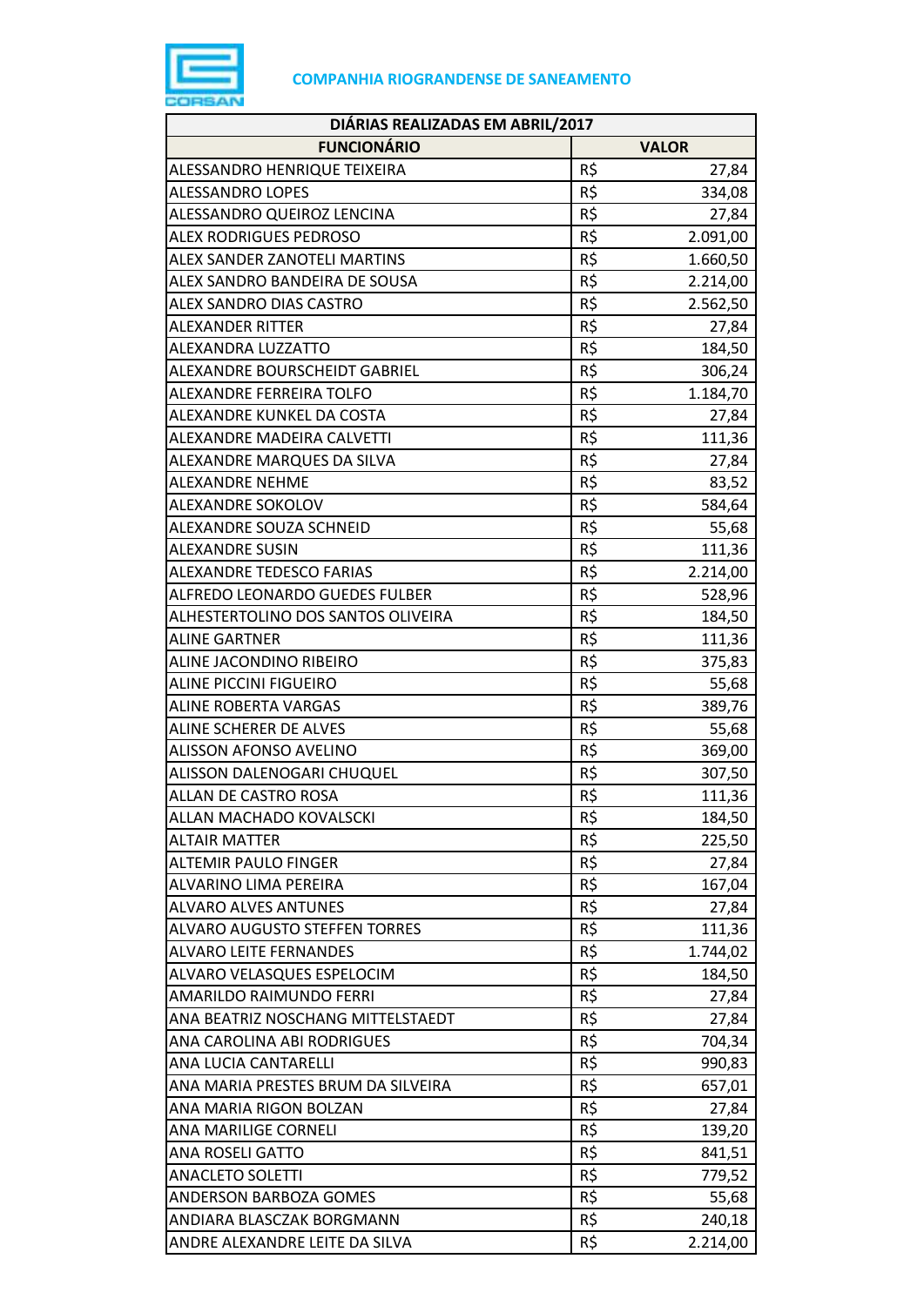**COMPANHIA RIOGRANDENSE DE SANEAMENTO**

| DIÁRIAS REALIZADAS EM ABRIL/2017 | | |
|---|---|---|
| **FUNCIONÁRIO** | **VALOR** | |
| ALESSANDRO HENRIQUE TEIXEIRA | R$ | 27,84 |
| ALESSANDRO LOPES | R$ | 334,08 |
| ALESSANDRO QUEIROZ LENCINA | R$ | 27,84 |
| ALEX RODRIGUES PEDROSO | R$ | 2.091,00 |
| ALEX SANDER ZANOTELI MARTINS | R$ | 1.660,50 |
| ALEX SANDRO BANDEIRA DE SOUSA | R$ | 2.214,00 |
| ALEX SANDRO DIAS CASTRO | R$ | 2.562,50 |
| ALEXANDER RITTER | R$ | 27,84 |
| ALEXANDRA LUZZATTO | R$ | 184,50 |
| ALEXANDRE BOURSCHEIDT GABRIEL | R$ | 306,24 |
| ALEXANDRE FERREIRA TOLFO | R$ | 1.184,70 |
| ALEXANDRE KUNKEL DA COSTA | R$ | 27,84 |
| ALEXANDRE MADEIRA CALVETTI | R$ | 111,36 |
| ALEXANDRE MARQUES DA SILVA | R$ | 27,84 |
| ALEXANDRE NEHME | R$ | 83,52 |
| ALEXANDRE SOKOLOV | R$ | 584,64 |
| ALEXANDRE SOUZA SCHNEID | R$ | 55,68 |
| ALEXANDRE SUSIN | R$ | 111,36 |
| ALEXANDRE TEDESCO FARIAS | R$ | 2.214,00 |
| ALFREDO LEONARDO GUEDES FULBER | R$ | 528,96 |
| ALHESTERTOLINO DOS SANTOS OLIVEIRA | R$ | 184,50 |
| ALINE GARTNER | R$ | 111,36 |
| ALINE JACONDINO RIBEIRO | R$ | 375,83 |
| ALINE PICCINI FIGUEIRO | R$ | 55,68 |
| ALINE ROBERTA VARGAS | R$ | 389,76 |
| ALINE SCHERER DE ALVES | R$ | 55,68 |
| ALISSON AFONSO AVELINO | R$ | 369,00 |
| ALISSON DALENOGARI CHUQUEL | R$ | 307,50 |
| ALLAN DE CASTRO ROSA | R$ | 111,36 |
| ALLAN MACHADO KOVALSCKI | R$ | 184,50 |
| ALTAIR MATTER | R$ | 225,50 |
| ALTEMIR PAULO FINGER | R$ | 27,84 |
| ALVARINO LIMA PEREIRA | R$ | 167,04 |
| ALVARO ALVES ANTUNES | R$ | 27,84 |
| ALVARO AUGUSTO STEFFEN TORRES | R$ | 111,36 |
| ALVARO LEITE FERNANDES | R$ | 1.744,02 |
| ALVARO VELASQUES ESPELOCIM | R$ | 184,50 |
| AMARILDO RAIMUNDO FERRI | R$ | 27,84 |
| ANA BEATRIZ NOSCHANG MITTELSTAEDT | R$ | 27,84 |
| ANA CAROLINA ABI RODRIGUES | R$ | 704,34 |
| ANA LUCIA CANTARELLI | R$ | 990,83 |
| ANA MARIA PRESTES BRUM DA SILVEIRA | R$ | 657,01 |
| ANA MARIA RIGON BOLZAN | R$ | 27,84 |
| ANA MARILIGE CORNELI | R$ | 139,20 |
| ANA ROSELI GATTO | R$ | 841,51 |
| ANACLETO SOLETTI | R$ | 779,52 |
| ANDERSON BARBOZA GOMES | R$ | 55,68 |
| ANDIARA BLASCZAK BORGMANN | R$ | 240,18 |
| ANDRE ALEXANDRE LEITE DA SILVA | R$ | 2.214,00 |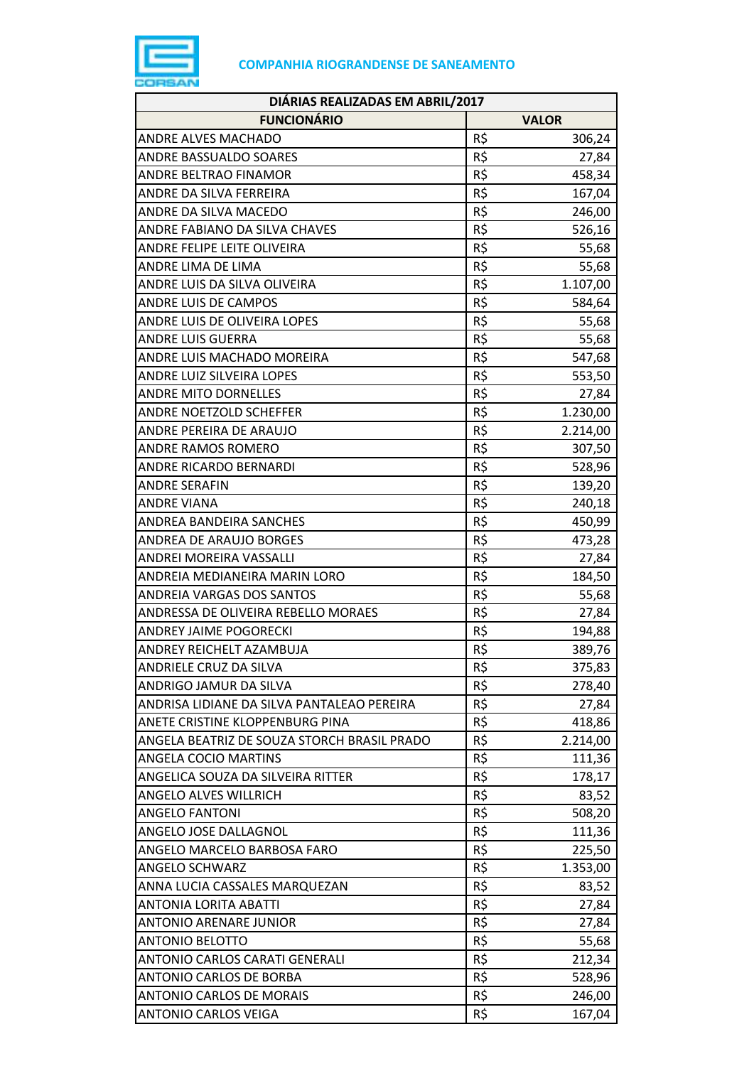**COMPANHIA RIOGRANDENSE DE SANEAMENTO**

| DIÁRIAS REALIZADAS EM ABRIL/2017 | | |
|---|---|---|
| **FUNCIONÁRIO** | **VALOR** | |
| ANDRE ALVES MACHADO | R$ | 306,24 |
| ANDRE BASSUALDO SOARES | R$ | 27,84 |
| ANDRE BELTRAO FINAMOR | R$ | 458,34 |
| ANDRE DA SILVA FERREIRA | R$ | 167,04 |
| ANDRE DA SILVA MACEDO | R$ | 246,00 |
| ANDRE FABIANO DA SILVA CHAVES | R$ | 526,16 |
| ANDRE FELIPE LEITE OLIVEIRA | R$ | 55,68 |
| ANDRE LIMA DE LIMA | R$ | 55,68 |
| ANDRE LUIS DA SILVA OLIVEIRA | R$ | 1.107,00 |
| ANDRE LUIS DE CAMPOS | R$ | 584,64 |
| ANDRE LUIS DE OLIVEIRA LOPES | R$ | 55,68 |
| ANDRE LUIS GUERRA | R$ | 55,68 |
| ANDRE LUIS MACHADO MOREIRA | R$ | 547,68 |
| ANDRE LUIZ SILVEIRA LOPES | R$ | 553,50 |
| ANDRE MITO DORNELLES | R$ | 27,84 |
| ANDRE NOETZOLD SCHEFFER | R$ | 1.230,00 |
| ANDRE PEREIRA DE ARAUJO | R$ | 2.214,00 |
| ANDRE RAMOS ROMERO | R$ | 307,50 |
| ANDRE RICARDO BERNARDI | R$ | 528,96 |
| ANDRE SERAFIN | R$ | 139,20 |
| ANDRE VIANA | R$ | 240,18 |
| ANDREA BANDEIRA SANCHES | R$ | 450,99 |
| ANDREA DE ARAUJO BORGES | R$ | 473,28 |
| ANDREI MOREIRA VASSALLI | R$ | 27,84 |
| ANDREIA MEDIANEIRA MARIN LORO | R$ | 184,50 |
| ANDREIA VARGAS DOS SANTOS | R$ | 55,68 |
| ANDRESSA DE OLIVEIRA REBELLO MORAES | R$ | 27,84 |
| ANDREY JAIME POGORECKI | R$ | 194,88 |
| ANDREY REICHELT AZAMBUJA | R$ | 389,76 |
| ANDRIELE CRUZ DA SILVA | R$ | 375,83 |
| ANDRIGO JAMUR DA SILVA | R$ | 278,40 |
| ANDRISA LIDIANE DA SILVA PANTALEAO PEREIRA | R$ | 27,84 |
| ANETE CRISTINE KLOPPENBURG PINA | R$ | 418,86 |
| ANGELA BEATRIZ DE SOUZA STORCH BRASIL PRADO | R$ | 2.214,00 |
| ANGELA COCIO MARTINS | R$ | 111,36 |
| ANGELICA SOUZA DA SILVEIRA RITTER | R$ | 178,17 |
| ANGELO ALVES WILLRICH | R$ | 83,52 |
| ANGELO FANTONI | R$ | 508,20 |
| ANGELO JOSE DALLAGNOL | R$ | 111,36 |
| ANGELO MARCELO BARBOSA FARO | R$ | 225,50 |
| ANGELO SCHWARZ | R$ | 1.353,00 |
| ANNA LUCIA CASSALES MARQUEZAN | R$ | 83,52 |
| ANTONIA LORITA ABATTI | R$ | 27,84 |
| ANTONIO ARENARE JUNIOR | R$ | 27,84 |
| ANTONIO BELOTTO | R$ | 55,68 |
| ANTONIO CARLOS CARATI GENERALI | R$ | 212,34 |
| ANTONIO CARLOS DE BORBA | R$ | 528,96 |
| ANTONIO CARLOS DE MORAIS | R$ | 246,00 |
| ANTONIO CARLOS VEIGA | R$ | 167,04 |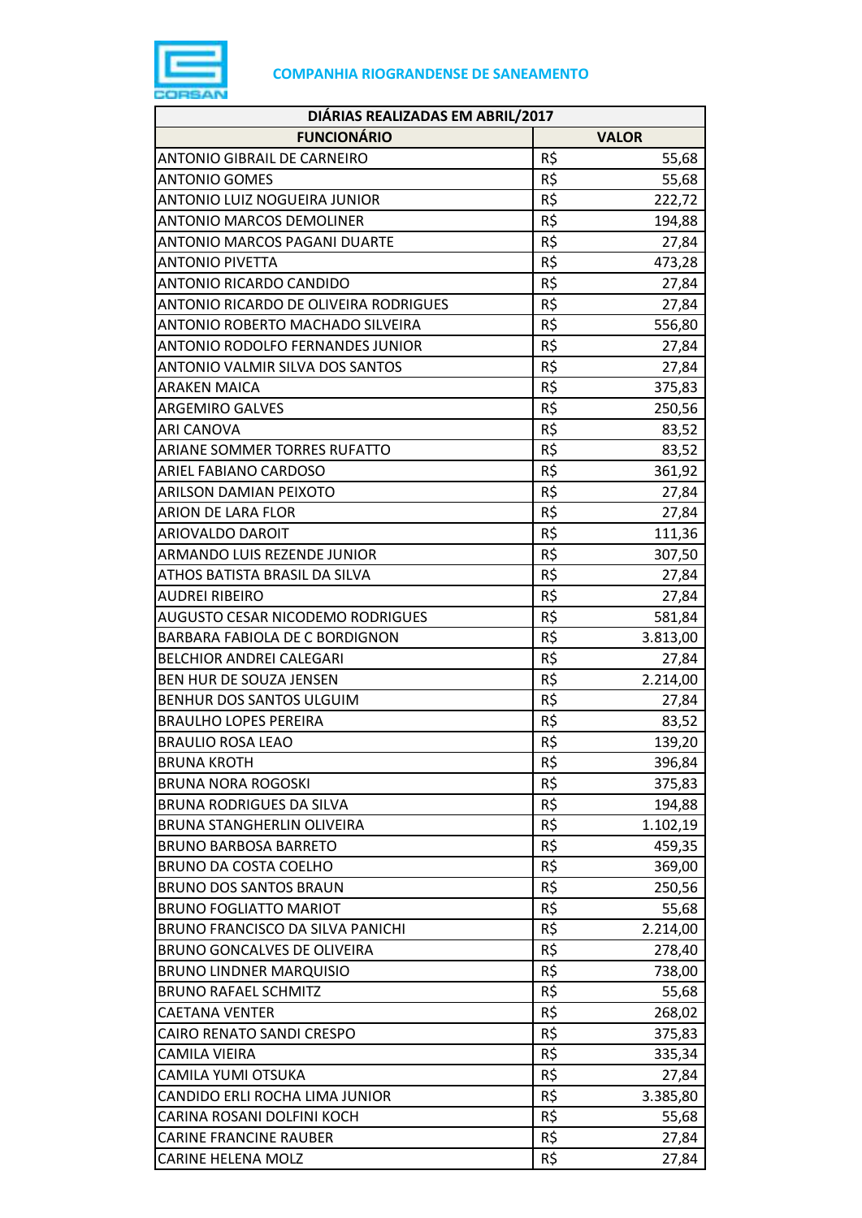**COMPANHIA RIOGRANDENSE DE SANEAMENTO**

| DIÁRIAS REALIZADAS EM ABRIL/2017 | | |
|---|---|---|
| **FUNCIONÁRIO** | **VALOR** | |
| ANTONIO GIBRAIL DE CARNEIRO | R$ | 55,68 |
| ANTONIO GOMES | R$ | 55,68 |
| ANTONIO LUIZ NOGUEIRA JUNIOR | R$ | 222,72 |
| ANTONIO MARCOS DEMOLINER | R$ | 194,88 |
| ANTONIO MARCOS PAGANI DUARTE | R$ | 27,84 |
| ANTONIO PIVETTA | R$ | 473,28 |
| ANTONIO RICARDO CANDIDO | R$ | 27,84 |
| ANTONIO RICARDO DE OLIVEIRA RODRIGUES | R$ | 27,84 |
| ANTONIO ROBERTO MACHADO SILVEIRA | R$ | 556,80 |
| ANTONIO RODOLFO FERNANDES JUNIOR | R$ | 27,84 |
| ANTONIO VALMIR SILVA DOS SANTOS | R$ | 27,84 |
| ARAKEN MAICA | R$ | 375,83 |
| ARGEMIRO GALVES | R$ | 250,56 |
| ARI CANOVA | R$ | 83,52 |
| ARIANE SOMMER TORRES RUFATTO | R$ | 83,52 |
| ARIEL FABIANO CARDOSO | R$ | 361,92 |
| ARILSON DAMIAN PEIXOTO | R$ | 27,84 |
| ARION DE LARA FLOR | R$ | 27,84 |
| ARIOVALDO DAROIT | R$ | 111,36 |
| ARMANDO LUIS REZENDE JUNIOR | R$ | 307,50 |
| ATHOS BATISTA BRASIL DA SILVA | R$ | 27,84 |
| AUDREI RIBEIRO | R$ | 27,84 |
| AUGUSTO CESAR NICODEMO RODRIGUES | R$ | 581,84 |
| BARBARA FABIOLA DE C BORDIGNON | R$ | 3.813,00 |
| BELCHIOR ANDREI CALEGARI | R$ | 27,84 |
| BEN HUR DE SOUZA JENSEN | R$ | 2.214,00 |
| BENHUR DOS SANTOS ULGUIM | R$ | 27,84 |
| BRAULHO LOPES PEREIRA | R$ | 83,52 |
| BRAULIO ROSA LEAO | R$ | 139,20 |
| BRUNA KROTH | R$ | 396,84 |
| BRUNA NORA ROGOSKI | R$ | 375,83 |
| BRUNA RODRIGUES DA SILVA | R$ | 194,88 |
| BRUNA STANGHERLIN OLIVEIRA | R$ | 1.102,19 |
| BRUNO BARBOSA BARRETO | R$ | 459,35 |
| BRUNO DA COSTA COELHO | R$ | 369,00 |
| BRUNO DOS SANTOS BRAUN | R$ | 250,56 |
| BRUNO FOGLIATTO MARIOT | R$ | 55,68 |
| BRUNO FRANCISCO DA SILVA PANICHI | R$ | 2.214,00 |
| BRUNO GONCALVES DE OLIVEIRA | R$ | 278,40 |
| BRUNO LINDNER MARQUISIO | R$ | 738,00 |
| BRUNO RAFAEL SCHMITZ | R$ | 55,68 |
| CAETANA VENTER | R$ | 268,02 |
| CAIRO RENATO SANDI CRESPO | R$ | 375,83 |
| CAMILA VIEIRA | R$ | 335,34 |
| CAMILA YUMI OTSUKA | R$ | 27,84 |
| CANDIDO ERLI ROCHA LIMA JUNIOR | R$ | 3.385,80 |
| CARINA ROSANI DOLFINI KOCH | R$ | 55,68 |
| CARINE FRANCINE RAUBER | R$ | 27,84 |
| CARINE HELENA MOLZ | R$ | 27,84 |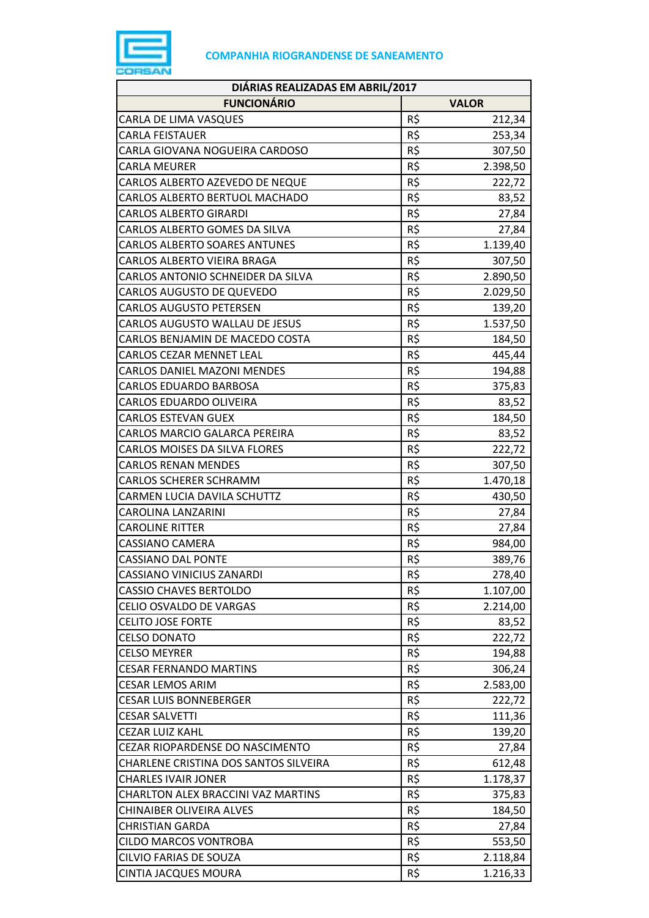**COMPANHIA RIOGRANDENSE DE SANEAMENTO**

| DIÁRIAS REALIZADAS EM ABRIL/2017 | | |
|---|---|---|
| **FUNCIONÁRIO** | **VALOR** | |
| CARLA DE LIMA VASQUES | R$ | 212,34 |
| CARLA FEISTAUER | R$ | 253,34 |
| CARLA GIOVANA NOGUEIRA CARDOSO | R$ | 307,50 |
| CARLA MEURER | R$ | 2.398,50 |
| CARLOS ALBERTO AZEVEDO DE NEQUE | R$ | 222,72 |
| CARLOS ALBERTO BERTUOL MACHADO | R$ | 83,52 |
| CARLOS ALBERTO GIRARDI | R$ | 27,84 |
| CARLOS ALBERTO GOMES DA SILVA | R$ | 27,84 |
| CARLOS ALBERTO SOARES ANTUNES | R$ | 1.139,40 |
| CARLOS ALBERTO VIEIRA BRAGA | R$ | 307,50 |
| CARLOS ANTONIO SCHNEIDER DA SILVA | R$ | 2.890,50 |
| CARLOS AUGUSTO DE QUEVEDO | R$ | 2.029,50 |
| CARLOS AUGUSTO PETERSEN | R$ | 139,20 |
| CARLOS AUGUSTO WALLAU DE JESUS | R$ | 1.537,50 |
| CARLOS BENJAMIN DE MACEDO COSTA | R$ | 184,50 |
| CARLOS CEZAR MENNET LEAL | R$ | 445,44 |
| CARLOS DANIEL MAZONI MENDES | R$ | 194,88 |
| CARLOS EDUARDO BARBOSA | R$ | 375,83 |
| CARLOS EDUARDO OLIVEIRA | R$ | 83,52 |
| CARLOS ESTEVAN GUEX | R$ | 184,50 |
| CARLOS MARCIO GALARCA PEREIRA | R$ | 83,52 |
| CARLOS MOISES DA SILVA FLORES | R$ | 222,72 |
| CARLOS RENAN MENDES | R$ | 307,50 |
| CARLOS SCHERER SCHRAMM | R$ | 1.470,18 |
| CARMEN LUCIA DAVILA SCHUTTZ | R$ | 430,50 |
| CAROLINA LANZARINI | R$ | 27,84 |
| CAROLINE RITTER | R$ | 27,84 |
| CASSIANO CAMERA | R$ | 984,00 |
| CASSIANO DAL PONTE | R$ | 389,76 |
| CASSIANO VINICIUS ZANARDI | R$ | 278,40 |
| CASSIO CHAVES BERTOLDO | R$ | 1.107,00 |
| CELIO OSVALDO DE VARGAS | R$ | 2.214,00 |
| CELITO JOSE FORTE | R$ | 83,52 |
| CELSO DONATO | R$ | 222,72 |
| CELSO MEYRER | R$ | 194,88 |
| CESAR FERNANDO MARTINS | R$ | 306,24 |
| CESAR LEMOS ARIM | R$ | 2.583,00 |
| CESAR LUIS BONNEBERGER | R$ | 222,72 |
| CESAR SALVETTI | R$ | 111,36 |
| CEZAR LUIZ KAHL | R$ | 139,20 |
| CEZAR RIOPARDENSE DO NASCIMENTO | R$ | 27,84 |
| CHARLENE CRISTINA DOS SANTOS SILVEIRA | R$ | 612,48 |
| CHARLES IVAIR JONER | R$ | 1.178,37 |
| CHARLTON ALEX BRACCINI VAZ MARTINS | R$ | 375,83 |
| CHINAIBER OLIVEIRA ALVES | R$ | 184,50 |
| CHRISTIAN GARDA | R$ | 27,84 |
| CILDO MARCOS VONTROBA | R$ | 553,50 |
| CILVIO FARIAS DE SOUZA | R$ | 2.118,84 |
| CINTIA JACQUES MOURA | R$ | 1.216,33 |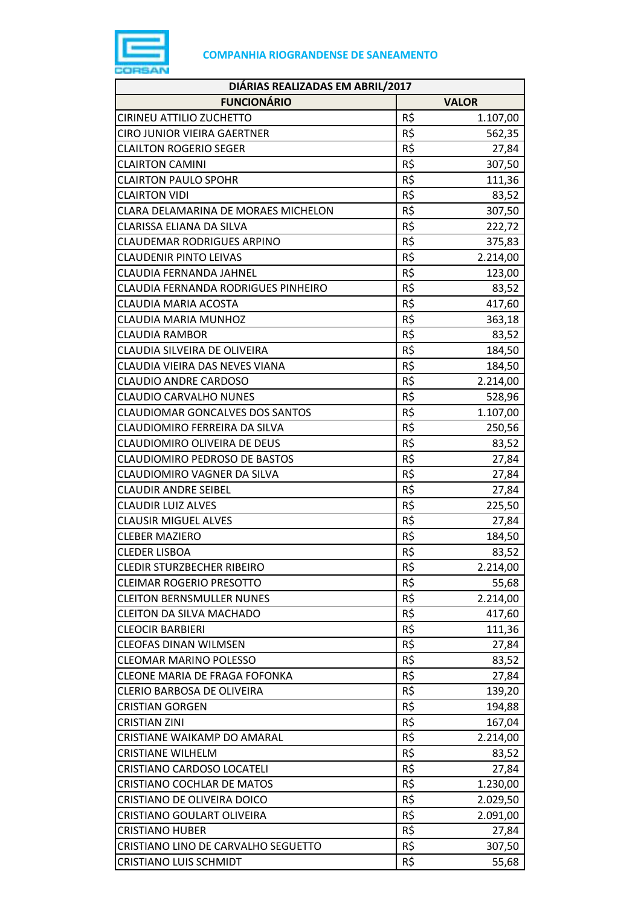**COMPANHIA RIOGRANDENSE DE SANEAMENTO**

| DIÁRIAS REALIZADAS EM ABRIL/2017 | | |
|---|---|---|
| **FUNCIONÁRIO** | **VALOR** | |
| CIRINEU ATTILIO ZUCHETTO | R$ | 1.107,00 |
| CIRO JUNIOR VIEIRA GAERTNER | R$ | 562,35 |
| CLAILTON ROGERIO SEGER | R$ | 27,84 |
| CLAIRTON CAMINI | R$ | 307,50 |
| CLAIRTON PAULO SPOHR | R$ | 111,36 |
| CLAIRTON VIDI | R$ | 83,52 |
| CLARA DELAMARINA DE MORAES MICHELON | R$ | 307,50 |
| CLARISSA ELIANA DA SILVA | R$ | 222,72 |
| CLAUDEMAR RODRIGUES ARPINO | R$ | 375,83 |
| CLAUDENIR PINTO LEIVAS | R$ | 2.214,00 |
| CLAUDIA FERNANDA JAHNEL | R$ | 123,00 |
| CLAUDIA FERNANDA RODRIGUES PINHEIRO | R$ | 83,52 |
| CLAUDIA MARIA ACOSTA | R$ | 417,60 |
| CLAUDIA MARIA MUNHOZ | R$ | 363,18 |
| CLAUDIA RAMBOR | R$ | 83,52 |
| CLAUDIA SILVEIRA DE OLIVEIRA | R$ | 184,50 |
| CLAUDIA VIEIRA DAS NEVES VIANA | R$ | 184,50 |
| CLAUDIO ANDRE CARDOSO | R$ | 2.214,00 |
| CLAUDIO CARVALHO NUNES | R$ | 528,96 |
| CLAUDIOMAR GONCALVES DOS SANTOS | R$ | 1.107,00 |
| CLAUDIOMIRO FERREIRA DA SILVA | R$ | 250,56 |
| CLAUDIOMIRO OLIVEIRA DE DEUS | R$ | 83,52 |
| CLAUDIOMIRO PEDROSO DE BASTOS | R$ | 27,84 |
| CLAUDIOMIRO VAGNER DA SILVA | R$ | 27,84 |
| CLAUDIR ANDRE SEIBEL | R$ | 27,84 |
| CLAUDIR LUIZ ALVES | R$ | 225,50 |
| CLAUSIR MIGUEL ALVES | R$ | 27,84 |
| CLEBER MAZIERO | R$ | 184,50 |
| CLEDER LISBOA | R$ | 83,52 |
| CLEDIR STURZBECHER RIBEIRO | R$ | 2.214,00 |
| CLEIMAR ROGERIO PRESOTTO | R$ | 55,68 |
| CLEITON BERNSMULLER NUNES | R$ | 2.214,00 |
| CLEITON DA SILVA MACHADO | R$ | 417,60 |
| CLEOCIR BARBIERI | R$ | 111,36 |
| CLEOFAS DINAN WILMSEN | R$ | 27,84 |
| CLEOMAR MARINO POLESSO | R$ | 83,52 |
| CLEONE MARIA DE FRAGA FOFONKA | R$ | 27,84 |
| CLERIO BARBOSA DE OLIVEIRA | R$ | 139,20 |
| CRISTIAN GORGEN | R$ | 194,88 |
| CRISTIAN ZINI | R$ | 167,04 |
| CRISTIANE WAIKAMP DO AMARAL | R$ | 2.214,00 |
| CRISTIANE WILHELM | R$ | 83,52 |
| CRISTIANO CARDOSO LOCATELI | R$ | 27,84 |
| CRISTIANO COCHLAR DE MATOS | R$ | 1.230,00 |
| CRISTIANO DE OLIVEIRA DOICO | R$ | 2.029,50 |
| CRISTIANO GOULART OLIVEIRA | R$ | 2.091,00 |
| CRISTIANO HUBER | R$ | 27,84 |
| CRISTIANO LINO DE CARVALHO SEGUETTO | R$ | 307,50 |
| CRISTIANO LUIS SCHMIDT | R$ | 55,68 |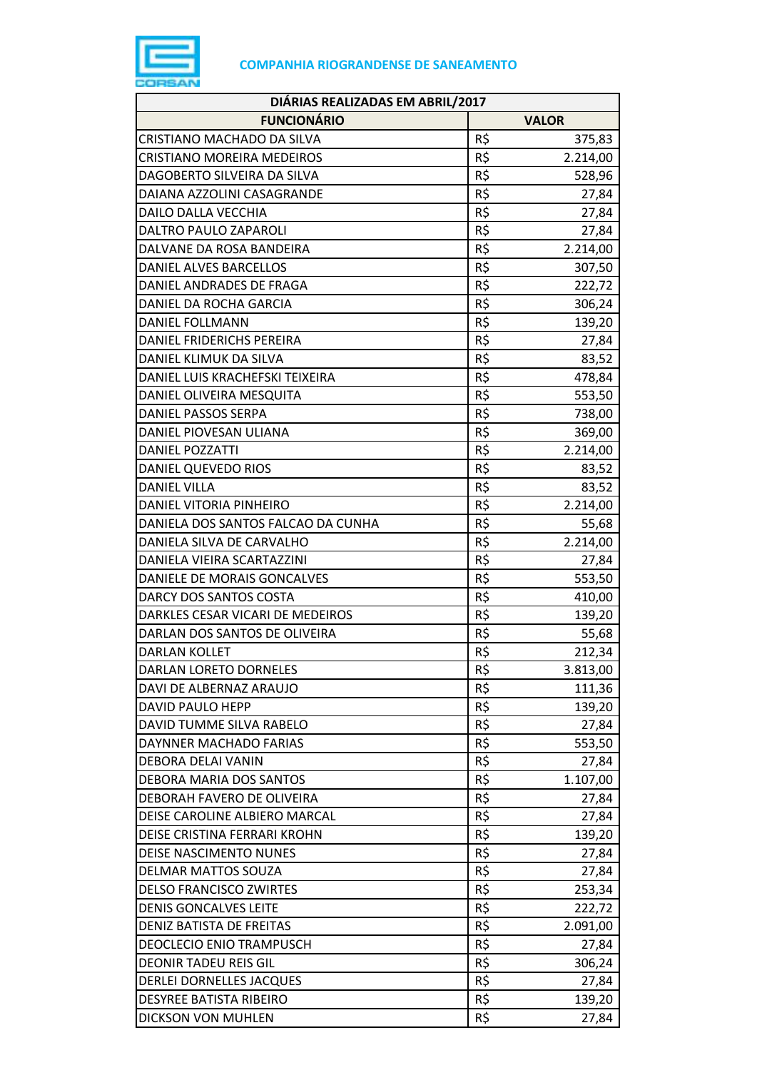**COMPANHIA RIOGRANDENSE DE SANEAMENTO**

| DIÁRIAS REALIZADAS EM ABRIL/2017 | | |
|---|---|---|
| **FUNCIONÁRIO** | **VALOR** | |
| CRISTIANO MACHADO DA SILVA | R$ | 375,83 |
| CRISTIANO MOREIRA MEDEIROS | R$ | 2.214,00 |
| DAGOBERTO SILVEIRA DA SILVA | R$ | 528,96 |
| DAIANA AZZOLINI CASAGRANDE | R$ | 27,84 |
| DAILO DALLA VECCHIA | R$ | 27,84 |
| DALTRO PAULO ZAPAROLI | R$ | 27,84 |
| DALVANE DA ROSA BANDEIRA | R$ | 2.214,00 |
| DANIEL ALVES BARCELLOS | R$ | 307,50 |
| DANIEL ANDRADES DE FRAGA | R$ | 222,72 |
| DANIEL DA ROCHA GARCIA | R$ | 306,24 |
| DANIEL FOLLMANN | R$ | 139,20 |
| DANIEL FRIDERICHS PEREIRA | R$ | 27,84 |
| DANIEL KLIMUK DA SILVA | R$ | 83,52 |
| DANIEL LUIS KRACHEFSKI TEIXEIRA | R$ | 478,84 |
| DANIEL OLIVEIRA MESQUITA | R$ | 553,50 |
| DANIEL PASSOS SERPA | R$ | 738,00 |
| DANIEL PIOVESAN ULIANA | R$ | 369,00 |
| DANIEL POZZATTI | R$ | 2.214,00 |
| DANIEL QUEVEDO RIOS | R$ | 83,52 |
| DANIEL VILLA | R$ | 83,52 |
| DANIEL VITORIA PINHEIRO | R$ | 2.214,00 |
| DANIELA DOS SANTOS FALCAO DA CUNHA | R$ | 55,68 |
| DANIELA SILVA DE CARVALHO | R$ | 2.214,00 |
| DANIELA VIEIRA SCARTAZZINI | R$ | 27,84 |
| DANIELE DE MORAIS GONCALVES | R$ | 553,50 |
| DARCY DOS SANTOS COSTA | R$ | 410,00 |
| DARKLES CESAR VICARI DE MEDEIROS | R$ | 139,20 |
| DARLAN DOS SANTOS DE OLIVEIRA | R$ | 55,68 |
| DARLAN KOLLET | R$ | 212,34 |
| DARLAN LORETO DORNELES | R$ | 3.813,00 |
| DAVI DE ALBERNAZ ARAUJO | R$ | 111,36 |
| DAVID PAULO HEPP | R$ | 139,20 |
| DAVID TUMME SILVA RABELO | R$ | 27,84 |
| DAYNNER MACHADO FARIAS | R$ | 553,50 |
| DEBORA DELAI VANIN | R$ | 27,84 |
| DEBORA MARIA DOS SANTOS | R$ | 1.107,00 |
| DEBORAH FAVERO DE OLIVEIRA | R$ | 27,84 |
| DEISE CAROLINE ALBIERO MARCAL | R$ | 27,84 |
| DEISE CRISTINA FERRARI KROHN | R$ | 139,20 |
| DEISE NASCIMENTO NUNES | R$ | 27,84 |
| DELMAR MATTOS SOUZA | R$ | 27,84 |
| DELSO FRANCISCO ZWIRTES | R$ | 253,34 |
| DENIS GONCALVES LEITE | R$ | 222,72 |
| DENIZ BATISTA DE FREITAS | R$ | 2.091,00 |
| DEOCLECIO ENIO TRAMPUSCH | R$ | 27,84 |
| DEONIR TADEU REIS GIL | R$ | 306,24 |
| DERLEI DORNELLES JACQUES | R$ | 27,84 |
| DESYREE BATISTA RIBEIRO | R$ | 139,20 |
| DICKSON VON MUHLEN | R$ | 27,84 |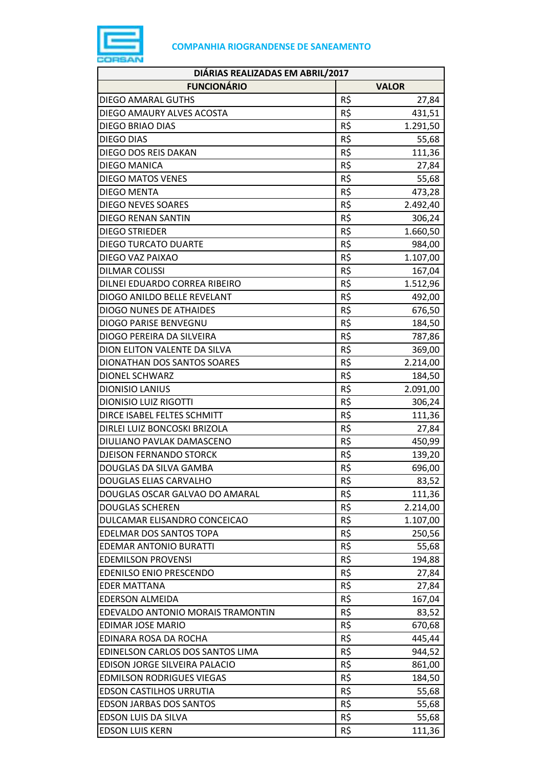**COMPANHIA RIOGRANDENSE DE SANEAMENTO**

| DIÁRIAS REALIZADAS EM ABRIL/2017 | | |
|---|---|---|
| **FUNCIONÁRIO** | **VALOR** | |
| DIEGO AMARAL GUTHS | R$ | 27,84 |
| DIEGO AMAURY ALVES ACOSTA | R$ | 431,51 |
| DIEGO BRIAO DIAS | R$ | 1.291,50 |
| DIEGO DIAS | R$ | 55,68 |
| DIEGO DOS REIS DAKAN | R$ | 111,36 |
| DIEGO MANICA | R$ | 27,84 |
| DIEGO MATOS VENES | R$ | 55,68 |
| DIEGO MENTA | R$ | 473,28 |
| DIEGO NEVES SOARES | R$ | 2.492,40 |
| DIEGO RENAN SANTIN | R$ | 306,24 |
| DIEGO STRIEDER | R$ | 1.660,50 |
| DIEGO TURCATO DUARTE | R$ | 984,00 |
| DIEGO VAZ PAIXAO | R$ | 1.107,00 |
| DILMAR COLISSI | R$ | 167,04 |
| DILNEI EDUARDO CORREA RIBEIRO | R$ | 1.512,96 |
| DIOGO ANILDO BELLE REVELANT | R$ | 492,00 |
| DIOGO NUNES DE ATHAIDES | R$ | 676,50 |
| DIOGO PARISE BENVEGNU | R$ | 184,50 |
| DIOGO PEREIRA DA SILVEIRA | R$ | 787,86 |
| DION ELITON VALENTE DA SILVA | R$ | 369,00 |
| DIONATHAN DOS SANTOS SOARES | R$ | 2.214,00 |
| DIONEL SCHWARZ | R$ | 184,50 |
| DIONISIO LANIUS | R$ | 2.091,00 |
| DIONISIO LUIZ RIGOTTI | R$ | 306,24 |
| DIRCE ISABEL FELTES SCHMITT | R$ | 111,36 |
| DIRLEI LUIZ BONCOSKI BRIZOLA | R$ | 27,84 |
| DIULIANO PAVLAK DAMASCENO | R$ | 450,99 |
| DJEISON FERNANDO STORCK | R$ | 139,20 |
| DOUGLAS DA SILVA GAMBA | R$ | 696,00 |
| DOUGLAS ELIAS CARVALHO | R$ | 83,52 |
| DOUGLAS OSCAR GALVAO DO AMARAL | R$ | 111,36 |
| DOUGLAS SCHEREN | R$ | 2.214,00 |
| DULCAMAR ELISANDRO CONCEICAO | R$ | 1.107,00 |
| EDELMAR DOS SANTOS TOPA | R$ | 250,56 |
| EDEMAR ANTONIO BURATTI | R$ | 55,68 |
| EDEMILSON PROVENSI | R$ | 194,88 |
| EDENILSO ENIO PRESCENDO | R$ | 27,84 |
| EDER MATTANA | R$ | 27,84 |
| EDERSON ALMEIDA | R$ | 167,04 |
| EDEVALDO ANTONIO MORAIS TRAMONTIN | R$ | 83,52 |
| EDIMAR JOSE MARIO | R$ | 670,68 |
| EDINARA ROSA DA ROCHA | R$ | 445,44 |
| EDINELSON CARLOS DOS SANTOS LIMA | R$ | 944,52 |
| EDISON JORGE SILVEIRA PALACIO | R$ | 861,00 |
| EDMILSON RODRIGUES VIEGAS | R$ | 184,50 |
| EDSON CASTILHOS URRUTIA | R$ | 55,68 |
| EDSON JARBAS DOS SANTOS | R$ | 55,68 |
| EDSON LUIS DA SILVA | R$ | 55,68 |
| EDSON LUIS KERN | R$ | 111,36 |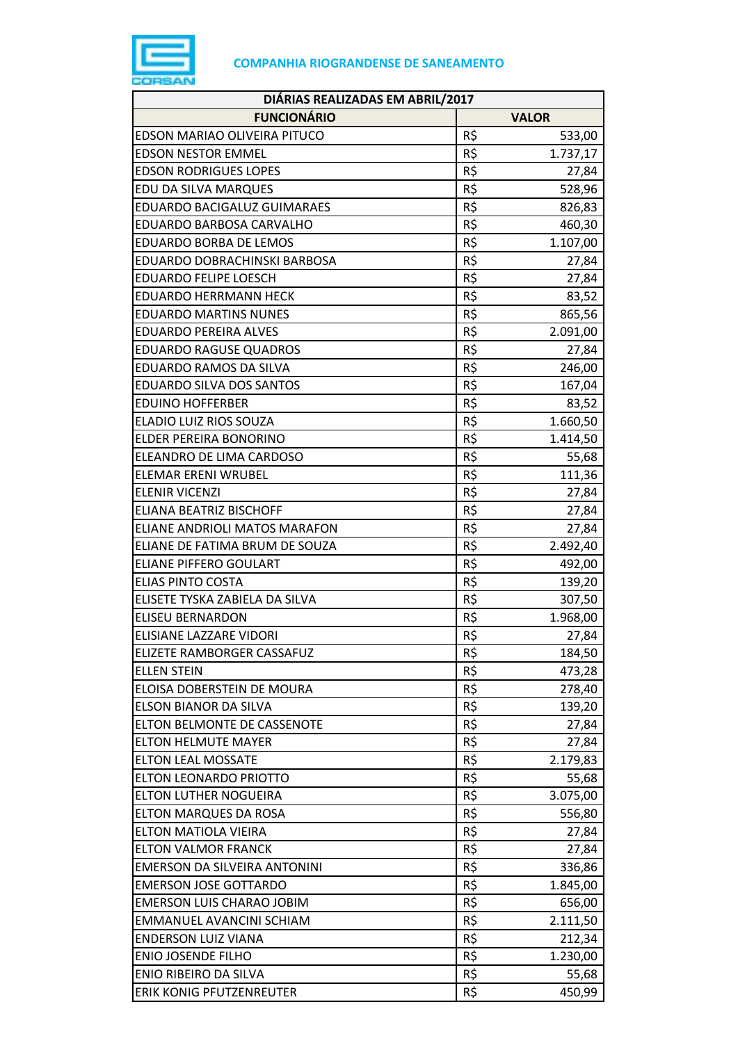**COMPANHIA RIOGRANDENSE DE SANEAMENTO**

| DIÁRIAS REALIZADAS EM ABRIL/2017 | | |
|---|---|---|
| **FUNCIONÁRIO** | **VALOR** | |
| EDSON MARIAO OLIVEIRA PITUCO | R$ | 533,00 |
| EDSON NESTOR EMMEL | R$ | 1.737,17 |
| EDSON RODRIGUES LOPES | R$ | 27,84 |
| EDU DA SILVA MARQUES | R$ | 528,96 |
| EDUARDO BACIGALUZ GUIMARAES | R$ | 826,83 |
| EDUARDO BARBOSA CARVALHO | R$ | 460,30 |
| EDUARDO BORBA DE LEMOS | R$ | 1.107,00 |
| EDUARDO DOBRACHINSKI BARBOSA | R$ | 27,84 |
| EDUARDO FELIPE LOESCH | R$ | 27,84 |
| EDUARDO HERRMANN HECK | R$ | 83,52 |
| EDUARDO MARTINS NUNES | R$ | 865,56 |
| EDUARDO PEREIRA ALVES | R$ | 2.091,00 |
| EDUARDO RAGUSE QUADROS | R$ | 27,84 |
| EDUARDO RAMOS DA SILVA | R$ | 246,00 |
| EDUARDO SILVA DOS SANTOS | R$ | 167,04 |
| EDUINO HOFFERBER | R$ | 83,52 |
| ELADIO LUIZ RIOS SOUZA | R$ | 1.660,50 |
| ELDER PEREIRA BONORINO | R$ | 1.414,50 |
| ELEANDRO DE LIMA CARDOSO | R$ | 55,68 |
| ELEMAR ERENI WRUBEL | R$ | 111,36 |
| ELENIR VICENZI | R$ | 27,84 |
| ELIANA BEATRIZ BISCHOFF | R$ | 27,84 |
| ELIANE ANDRIOLI MATOS MARAFON | R$ | 27,84 |
| ELIANE DE FATIMA BRUM DE SOUZA | R$ | 2.492,40 |
| ELIANE PIFFERO GOULART | R$ | 492,00 |
| ELIAS PINTO COSTA | R$ | 139,20 |
| ELISETE TYSKA ZABIELA DA SILVA | R$ | 307,50 |
| ELISEU BERNARDON | R$ | 1.968,00 |
| ELISIANE LAZZARE VIDORI | R$ | 27,84 |
| ELIZETE RAMBORGER CASSAFUZ | R$ | 184,50 |
| ELLEN STEIN | R$ | 473,28 |
| ELOISA DOBERSTEIN DE MOURA | R$ | 278,40 |
| ELSON BIANOR DA SILVA | R$ | 139,20 |
| ELTON BELMONTE DE CASSENOTE | R$ | 27,84 |
| ELTON HELMUTE MAYER | R$ | 27,84 |
| ELTON LEAL MOSSATE | R$ | 2.179,83 |
| ELTON LEONARDO PRIOTTO | R$ | 55,68 |
| ELTON LUTHER NOGUEIRA | R$ | 3.075,00 |
| ELTON MARQUES DA ROSA | R$ | 556,80 |
| ELTON MATIOLA VIEIRA | R$ | 27,84 |
| ELTON VALMOR FRANCK | R$ | 27,84 |
| EMERSON DA SILVEIRA ANTONINI | R$ | 336,86 |
| EMERSON JOSE GOTTARDO | R$ | 1.845,00 |
| EMERSON LUIS CHARAO JOBIM | R$ | 656,00 |
| EMMANUEL AVANCINI SCHIAM | R$ | 2.111,50 |
| ENDERSON LUIZ VIANA | R$ | 212,34 |
| ENIO JOSENDE FILHO | R$ | 1.230,00 |
| ENIO RIBEIRO DA SILVA | R$ | 55,68 |
| ERIK KONIG PFUTZENREUTER | R$ | 450,99 |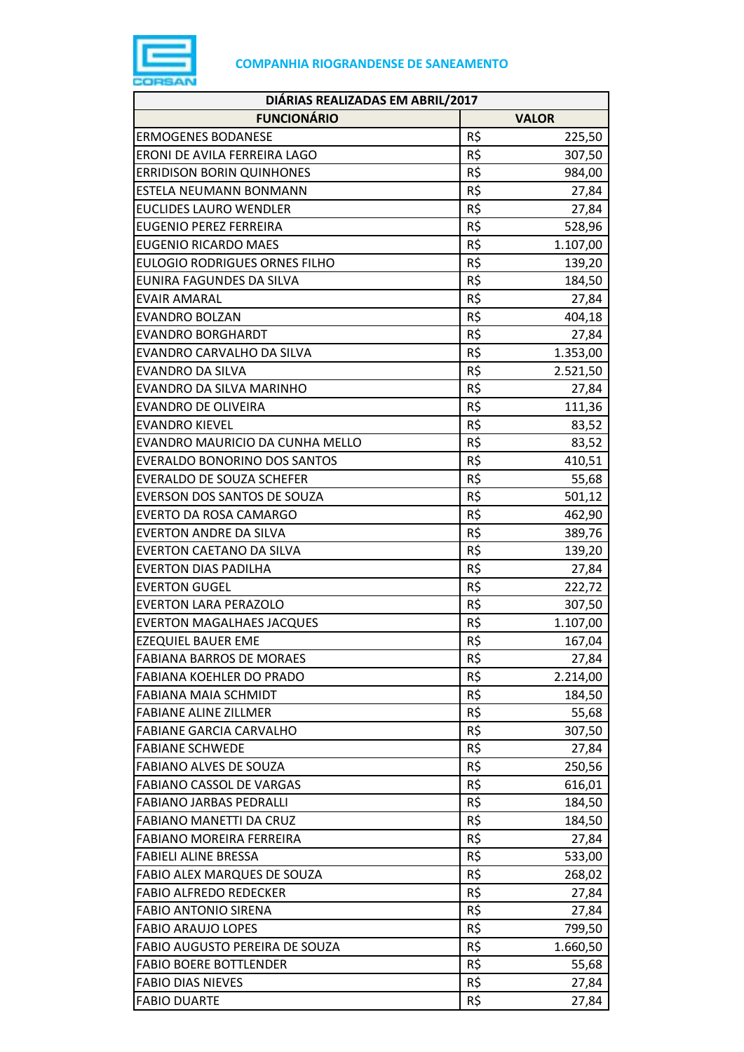**COMPANHIA RIOGRANDENSE DE SANEAMENTO**

| DIÁRIAS REALIZADAS EM ABRIL/2017 | | |
|---|---|---|
| **FUNCIONÁRIO** | **VALOR** | |
| ERMOGENES BODANESE | R$ | 225,50 |
| ERONI DE AVILA FERREIRA LAGO | R$ | 307,50 |
| ERRIDISON BORIN QUINHONES | R$ | 984,00 |
| ESTELA NEUMANN BONMANN | R$ | 27,84 |
| EUCLIDES LAURO WENDLER | R$ | 27,84 |
| EUGENIO PEREZ FERREIRA | R$ | 528,96 |
| EUGENIO RICARDO MAES | R$ | 1.107,00 |
| EULOGIO RODRIGUES ORNES FILHO | R$ | 139,20 |
| EUNIRA FAGUNDES DA SILVA | R$ | 184,50 |
| EVAIR AMARAL | R$ | 27,84 |
| EVANDRO BOLZAN | R$ | 404,18 |
| EVANDRO BORGHARDT | R$ | 27,84 |
| EVANDRO CARVALHO DA SILVA | R$ | 1.353,00 |
| EVANDRO DA SILVA | R$ | 2.521,50 |
| EVANDRO DA SILVA MARINHO | R$ | 27,84 |
| EVANDRO DE OLIVEIRA | R$ | 111,36 |
| EVANDRO KIEVEL | R$ | 83,52 |
| EVANDRO MAURICIO DA CUNHA MELLO | R$ | 83,52 |
| EVERALDO BONORINO DOS SANTOS | R$ | 410,51 |
| EVERALDO DE SOUZA SCHEFER | R$ | 55,68 |
| EVERSON DOS SANTOS DE SOUZA | R$ | 501,12 |
| EVERTO DA ROSA CAMARGO | R$ | 462,90 |
| EVERTON ANDRE DA SILVA | R$ | 389,76 |
| EVERTON CAETANO DA SILVA | R$ | 139,20 |
| EVERTON DIAS PADILHA | R$ | 27,84 |
| EVERTON GUGEL | R$ | 222,72 |
| EVERTON LARA PERAZOLO | R$ | 307,50 |
| EVERTON MAGALHAES JACQUES | R$ | 1.107,00 |
| EZEQUIEL BAUER EME | R$ | 167,04 |
| FABIANA BARROS DE MORAES | R$ | 27,84 |
| FABIANA KOEHLER DO PRADO | R$ | 2.214,00 |
| FABIANA MAIA SCHMIDT | R$ | 184,50 |
| FABIANE ALINE ZILLMER | R$ | 55,68 |
| FABIANE GARCIA CARVALHO | R$ | 307,50 |
| FABIANE SCHWEDE | R$ | 27,84 |
| FABIANO ALVES DE SOUZA | R$ | 250,56 |
| FABIANO CASSOL DE VARGAS | R$ | 616,01 |
| FABIANO JARBAS PEDRALLI | R$ | 184,50 |
| FABIANO MANETTI DA CRUZ | R$ | 184,50 |
| FABIANO MOREIRA FERREIRA | R$ | 27,84 |
| FABIELI ALINE BRESSA | R$ | 533,00 |
| FABIO ALEX MARQUES DE SOUZA | R$ | 268,02 |
| FABIO ALFREDO REDECKER | R$ | 27,84 |
| FABIO ANTONIO SIRENA | R$ | 27,84 |
| FABIO ARAUJO LOPES | R$ | 799,50 |
| FABIO AUGUSTO PEREIRA DE SOUZA | R$ | 1.660,50 |
| FABIO BOERE BOTTLENDER | R$ | 55,68 |
| FABIO DIAS NIEVES | R$ | 27,84 |
| FABIO DUARTE | R$ | 27,84 |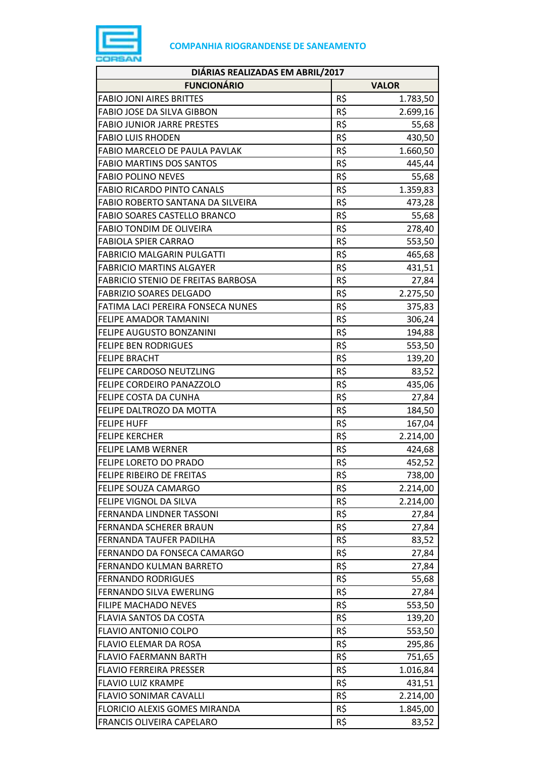**COMPANHIA RIOGRANDENSE DE SANEAMENTO**

| DIÁRIAS REALIZADAS EM ABRIL/2017 | | |
|---|---|---|
| **FUNCIONÁRIO** | **VALOR** | |
| FABIO JONI AIRES BRITTES | R$ | 1.783,50 |
| FABIO JOSE DA SILVA GIBBON | R$ | 2.699,16 |
| FABIO JUNIOR JARRE PRESTES | R$ | 55,68 |
| FABIO LUIS RHODEN | R$ | 430,50 |
| FABIO MARCELO DE PAULA PAVLAK | R$ | 1.660,50 |
| FABIO MARTINS DOS SANTOS | R$ | 445,44 |
| FABIO POLINO NEVES | R$ | 55,68 |
| FABIO RICARDO PINTO CANALS | R$ | 1.359,83 |
| FABIO ROBERTO SANTANA DA SILVEIRA | R$ | 473,28 |
| FABIO SOARES CASTELLO BRANCO | R$ | 55,68 |
| FABIO TONDIM DE OLIVEIRA | R$ | 278,40 |
| FABIOLA SPIER CARRAO | R$ | 553,50 |
| FABRICIO MALGARIN PULGATTI | R$ | 465,68 |
| FABRICIO MARTINS ALGAYER | R$ | 431,51 |
| FABRICIO STENIO DE FREITAS BARBOSA | R$ | 27,84 |
| FABRIZIO SOARES DELGADO | R$ | 2.275,50 |
| FATIMA LACI PEREIRA FONSECA NUNES | R$ | 375,83 |
| FELIPE AMADOR TAMANINI | R$ | 306,24 |
| FELIPE AUGUSTO BONZANINI | R$ | 194,88 |
| FELIPE BEN RODRIGUES | R$ | 553,50 |
| FELIPE BRACHT | R$ | 139,20 |
| FELIPE CARDOSO NEUTZLING | R$ | 83,52 |
| FELIPE CORDEIRO PANAZZOLO | R$ | 435,06 |
| FELIPE COSTA DA CUNHA | R$ | 27,84 |
| FELIPE DALTROZO DA MOTTA | R$ | 184,50 |
| FELIPE HUFF | R$ | 167,04 |
| FELIPE KERCHER | R$ | 2.214,00 |
| FELIPE LAMB WERNER | R$ | 424,68 |
| FELIPE LORETO DO PRADO | R$ | 452,52 |
| FELIPE RIBEIRO DE FREITAS | R$ | 738,00 |
| FELIPE SOUZA CAMARGO | R$ | 2.214,00 |
| FELIPE VIGNOL DA SILVA | R$ | 2.214,00 |
| FERNANDA LINDNER TASSONI | R$ | 27,84 |
| FERNANDA SCHERER BRAUN | R$ | 27,84 |
| FERNANDA TAUFER PADILHA | R$ | 83,52 |
| FERNANDO DA FONSECA CAMARGO | R$ | 27,84 |
| FERNANDO KULMAN BARRETO | R$ | 27,84 |
| FERNANDO RODRIGUES | R$ | 55,68 |
| FERNANDO SILVA EWERLING | R$ | 27,84 |
| FILIPE MACHADO NEVES | R$ | 553,50 |
| FLAVIA SANTOS DA COSTA | R$ | 139,20 |
| FLAVIO ANTONIO COLPO | R$ | 553,50 |
| FLAVIO ELEMAR DA ROSA | R$ | 295,86 |
| FLAVIO FAERMANN BARTH | R$ | 751,65 |
| FLAVIO FERREIRA PRESSER | R$ | 1.016,84 |
| FLAVIO LUIZ KRAMPE | R$ | 431,51 |
| FLAVIO SONIMAR CAVALLI | R$ | 2.214,00 |
| FLORICIO ALEXIS GOMES MIRANDA | R$ | 1.845,00 |
| FRANCIS OLIVEIRA CAPELARO | R$ | 83,52 |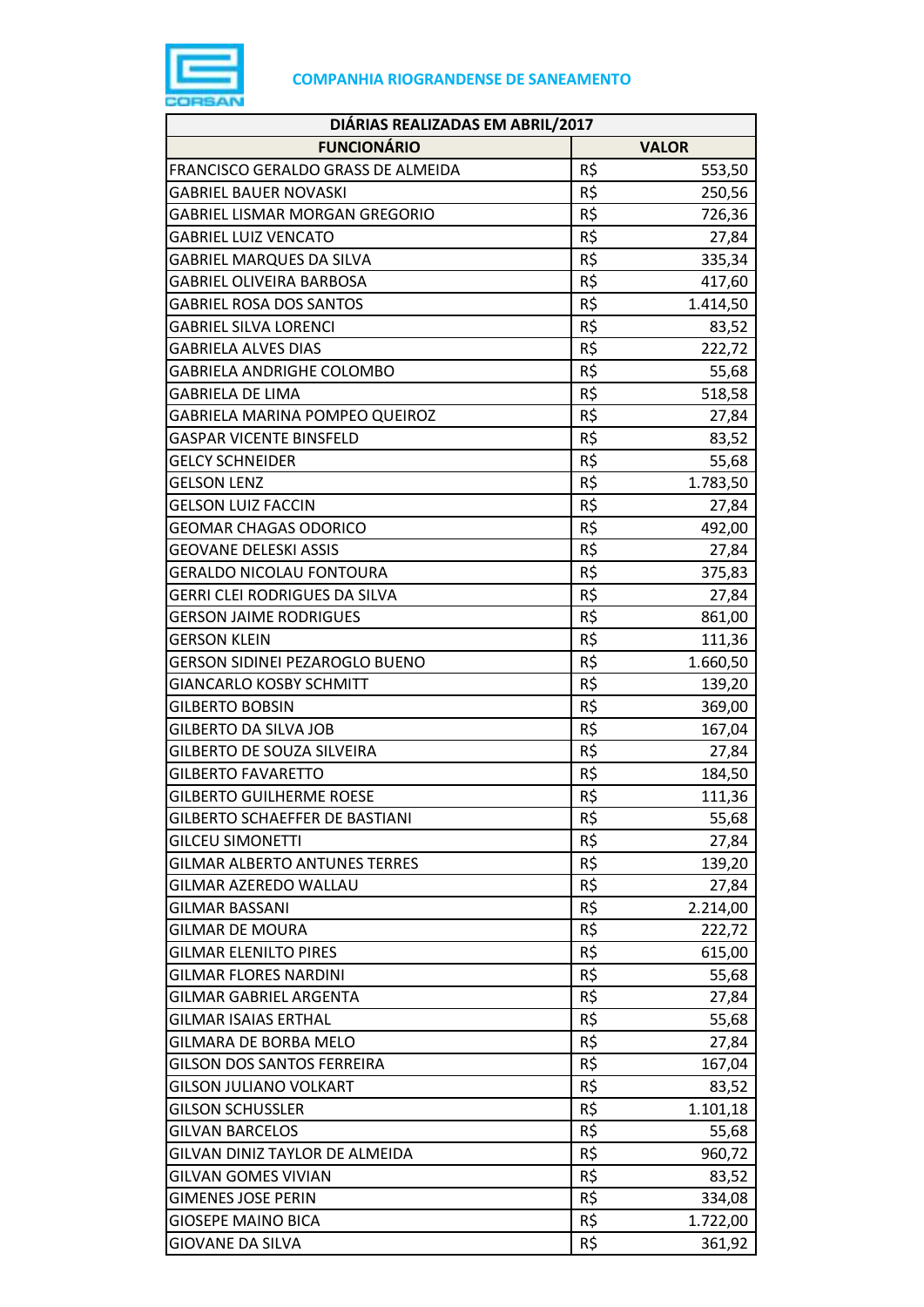**COMPANHIA RIOGRANDENSE DE SANEAMENTO**

| DIÁRIAS REALIZADAS EM ABRIL/2017 | | |
|---|---|---|
| **FUNCIONÁRIO** | **VALOR** | |
| FRANCISCO GERALDO GRASS DE ALMEIDA | R$ | 553,50 |
| GABRIEL BAUER NOVASKI | R$ | 250,56 |
| GABRIEL LISMAR MORGAN GREGORIO | R$ | 726,36 |
| GABRIEL LUIZ VENCATO | R$ | 27,84 |
| GABRIEL MARQUES DA SILVA | R$ | 335,34 |
| GABRIEL OLIVEIRA BARBOSA | R$ | 417,60 |
| GABRIEL ROSA DOS SANTOS | R$ | 1.414,50 |
| GABRIEL SILVA LORENCI | R$ | 83,52 |
| GABRIELA ALVES DIAS | R$ | 222,72 |
| GABRIELA ANDRIGHE COLOMBO | R$ | 55,68 |
| GABRIELA DE LIMA | R$ | 518,58 |
| GABRIELA MARINA POMPEO QUEIROZ | R$ | 27,84 |
| GASPAR VICENTE BINSFELD | R$ | 83,52 |
| GELCY SCHNEIDER | R$ | 55,68 |
| GELSON LENZ | R$ | 1.783,50 |
| GELSON LUIZ FACCIN | R$ | 27,84 |
| GEOMAR CHAGAS ODORICO | R$ | 492,00 |
| GEOVANE DELESKI ASSIS | R$ | 27,84 |
| GERALDO NICOLAU FONTOURA | R$ | 375,83 |
| GERRI CLEI RODRIGUES DA SILVA | R$ | 27,84 |
| GERSON JAIME RODRIGUES | R$ | 861,00 |
| GERSON KLEIN | R$ | 111,36 |
| GERSON SIDINEI PEZAROGLO BUENO | R$ | 1.660,50 |
| GIANCARLO KOSBY SCHMITT | R$ | 139,20 |
| GILBERTO BOBSIN | R$ | 369,00 |
| GILBERTO DA SILVA JOB | R$ | 167,04 |
| GILBERTO DE SOUZA SILVEIRA | R$ | 27,84 |
| GILBERTO FAVARETTO | R$ | 184,50 |
| GILBERTO GUILHERME ROESE | R$ | 111,36 |
| GILBERTO SCHAEFFER DE BASTIANI | R$ | 55,68 |
| GILCEU SIMONETTI | R$ | 27,84 |
| GILMAR ALBERTO ANTUNES TERRES | R$ | 139,20 |
| GILMAR AZEREDO WALLAU | R$ | 27,84 |
| GILMAR BASSANI | R$ | 2.214,00 |
| GILMAR DE MOURA | R$ | 222,72 |
| GILMAR ELENILTO PIRES | R$ | 615,00 |
| GILMAR FLORES NARDINI | R$ | 55,68 |
| GILMAR GABRIEL ARGENTA | R$ | 27,84 |
| GILMAR ISAIAS ERTHAL | R$ | 55,68 |
| GILMARA DE BORBA MELO | R$ | 27,84 |
| GILSON DOS SANTOS FERREIRA | R$ | 167,04 |
| GILSON JULIANO VOLKART | R$ | 83,52 |
| GILSON SCHUSSLER | R$ | 1.101,18 |
| GILVAN BARCELOS | R$ | 55,68 |
| GILVAN DINIZ TAYLOR DE ALMEIDA | R$ | 960,72 |
| GILVAN GOMES VIVIAN | R$ | 83,52 |
| GIMENES JOSE PERIN | R$ | 334,08 |
| GIOSEPE MAINO BICA | R$ | 1.722,00 |
| GIOVANE DA SILVA | R$ | 361,92 |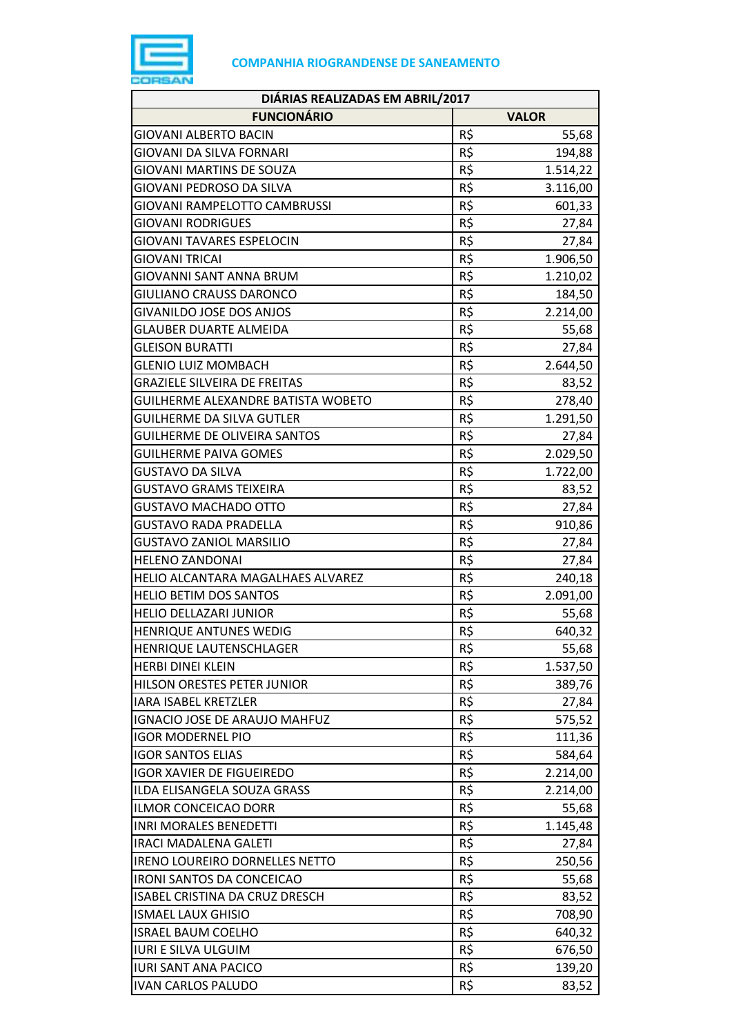**COMPANHIA RIOGRANDENSE DE SANEAMENTO**

| DIÁRIAS REALIZADAS EM ABRIL/2017 | | |
|---|---|---|
| **FUNCIONÁRIO** | **VALOR** | |
| GIOVANI ALBERTO BACIN | R$ | 55,68 |
| GIOVANI DA SILVA FORNARI | R$ | 194,88 |
| GIOVANI MARTINS DE SOUZA | R$ | 1.514,22 |
| GIOVANI PEDROSO DA SILVA | R$ | 3.116,00 |
| GIOVANI RAMPELOTTO CAMBRUSSI | R$ | 601,33 |
| GIOVANI RODRIGUES | R$ | 27,84 |
| GIOVANI TAVARES ESPELOCIN | R$ | 27,84 |
| GIOVANI TRICAI | R$ | 1.906,50 |
| GIOVANNI SANT ANNA BRUM | R$ | 1.210,02 |
| GIULIANO CRAUSS DARONCO | R$ | 184,50 |
| GIVANILDO JOSE DOS ANJOS | R$ | 2.214,00 |
| GLAUBER DUARTE ALMEIDA | R$ | 55,68 |
| GLEISON BURATTI | R$ | 27,84 |
| GLENIO LUIZ MOMBACH | R$ | 2.644,50 |
| GRAZIELE SILVEIRA DE FREITAS | R$ | 83,52 |
| GUILHERME ALEXANDRE BATISTA WOBETO | R$ | 278,40 |
| GUILHERME DA SILVA GUTLER | R$ | 1.291,50 |
| GUILHERME DE OLIVEIRA SANTOS | R$ | 27,84 |
| GUILHERME PAIVA GOMES | R$ | 2.029,50 |
| GUSTAVO DA SILVA | R$ | 1.722,00 |
| GUSTAVO GRAMS TEIXEIRA | R$ | 83,52 |
| GUSTAVO MACHADO OTTO | R$ | 27,84 |
| GUSTAVO RADA PRADELLA | R$ | 910,86 |
| GUSTAVO ZANIOL MARSILIO | R$ | 27,84 |
| HELENO ZANDONAI | R$ | 27,84 |
| HELIO ALCANTARA MAGALHAES ALVAREZ | R$ | 240,18 |
| HELIO BETIM DOS SANTOS | R$ | 2.091,00 |
| HELIO DELLAZARI JUNIOR | R$ | 55,68 |
| HENRIQUE ANTUNES WEDIG | R$ | 640,32 |
| HENRIQUE LAUTENSCHLAGER | R$ | 55,68 |
| HERBI DINEI KLEIN | R$ | 1.537,50 |
| HILSON ORESTES PETER JUNIOR | R$ | 389,76 |
| IARA ISABEL KRETZLER | R$ | 27,84 |
| IGNACIO JOSE DE ARAUJO MAHFUZ | R$ | 575,52 |
| IGOR MODERNEL PIO | R$ | 111,36 |
| IGOR SANTOS ELIAS | R$ | 584,64 |
| IGOR XAVIER DE FIGUEIREDO | R$ | 2.214,00 |
| ILDA ELISANGELA SOUZA GRASS | R$ | 2.214,00 |
| ILMOR CONCEICAO DORR | R$ | 55,68 |
| INRI MORALES BENEDETTI | R$ | 1.145,48 |
| IRACI MADALENA GALETI | R$ | 27,84 |
| IRENO LOUREIRO DORNELLES NETTO | R$ | 250,56 |
| IRONI SANTOS DA CONCEICAO | R$ | 55,68 |
| ISABEL CRISTINA DA CRUZ DRESCH | R$ | 83,52 |
| ISMAEL LAUX GHISIO | R$ | 708,90 |
| ISRAEL BAUM COELHO | R$ | 640,32 |
| IURI E SILVA ULGUIM | R$ | 676,50 |
| IURI SANT ANA PACICO | R$ | 139,20 |
| IVAN CARLOS PALUDO | R$ | 83,52 |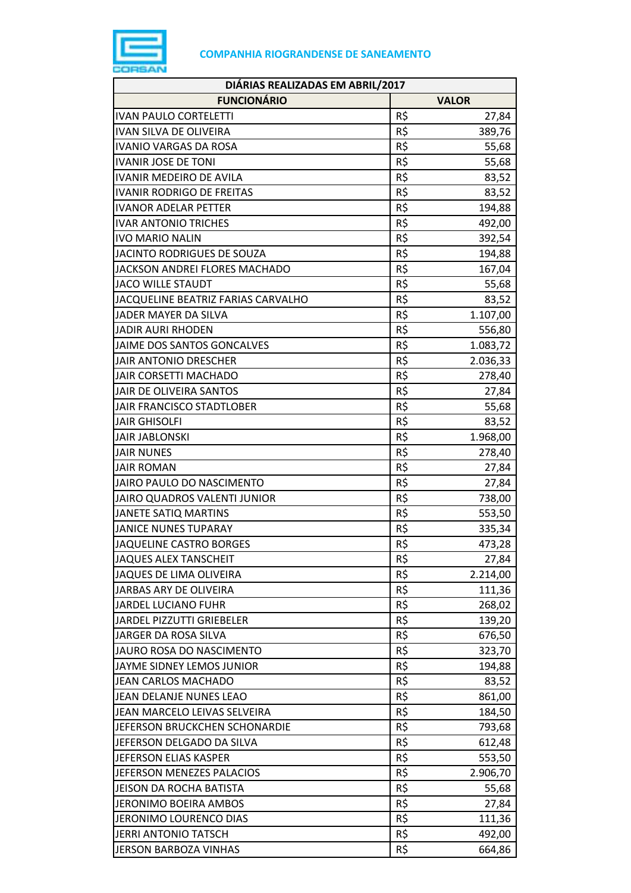**COMPANHIA RIOGRANDENSE DE SANEAMENTO**

| DIÁRIAS REALIZADAS EM ABRIL/2017 | | |
|---|---|---|
| **FUNCIONÁRIO** | **VALOR** | |
| IVAN PAULO CORTELETTI | R$ | 27,84 |
| IVAN SILVA DE OLIVEIRA | R$ | 389,76 |
| IVANIO VARGAS DA ROSA | R$ | 55,68 |
| IVANIR JOSE DE TONI | R$ | 55,68 |
| IVANIR MEDEIRO DE AVILA | R$ | 83,52 |
| IVANIR RODRIGO DE FREITAS | R$ | 83,52 |
| IVANOR ADELAR PETTER | R$ | 194,88 |
| IVAR ANTONIO TRICHES | R$ | 492,00 |
| IVO MARIO NALIN | R$ | 392,54 |
| JACINTO RODRIGUES DE SOUZA | R$ | 194,88 |
| JACKSON ANDREI FLORES MACHADO | R$ | 167,04 |
| JACO WILLE STAUDT | R$ | 55,68 |
| JACQUELINE BEATRIZ FARIAS CARVALHO | R$ | 83,52 |
| JADER MAYER DA SILVA | R$ | 1.107,00 |
| JADIR AURI RHODEN | R$ | 556,80 |
| JAIME DOS SANTOS GONCALVES | R$ | 1.083,72 |
| JAIR ANTONIO DRESCHER | R$ | 2.036,33 |
| JAIR CORSETTI MACHADO | R$ | 278,40 |
| JAIR DE OLIVEIRA SANTOS | R$ | 27,84 |
| JAIR FRANCISCO STADTLOBER | R$ | 55,68 |
| JAIR GHISOLFI | R$ | 83,52 |
| JAIR JABLONSKI | R$ | 1.968,00 |
| JAIR NUNES | R$ | 278,40 |
| JAIR ROMAN | R$ | 27,84 |
| JAIRO PAULO DO NASCIMENTO | R$ | 27,84 |
| JAIRO QUADROS VALENTI JUNIOR | R$ | 738,00 |
| JANETE SATIQ MARTINS | R$ | 553,50 |
| JANICE NUNES TUPARAY | R$ | 335,34 |
| JAQUELINE CASTRO BORGES | R$ | 473,28 |
| JAQUES ALEX TANSCHEIT | R$ | 27,84 |
| JAQUES DE LIMA OLIVEIRA | R$ | 2.214,00 |
| JARBAS ARY DE OLIVEIRA | R$ | 111,36 |
| JARDEL LUCIANO FUHR | R$ | 268,02 |
| JARDEL PIZZUTTI GRIEBELER | R$ | 139,20 |
| JARGER DA ROSA SILVA | R$ | 676,50 |
| JAURO ROSA DO NASCIMENTO | R$ | 323,70 |
| JAYME SIDNEY LEMOS JUNIOR | R$ | 194,88 |
| JEAN CARLOS MACHADO | R$ | 83,52 |
| JEAN DELANJE NUNES LEAO | R$ | 861,00 |
| JEAN MARCELO LEIVAS SELVEIRA | R$ | 184,50 |
| JEFERSON BRUCKCHEN SCHONARDIE | R$ | 793,68 |
| JEFERSON DELGADO DA SILVA | R$ | 612,48 |
| JEFERSON ELIAS KASPER | R$ | 553,50 |
| JEFERSON MENEZES PALACIOS | R$ | 2.906,70 |
| JEISON DA ROCHA BATISTA | R$ | 55,68 |
| JERONIMO BOEIRA AMBOS | R$ | 27,84 |
| JERONIMO LOURENCO DIAS | R$ | 111,36 |
| JERRI ANTONIO TATSCH | R$ | 492,00 |
| JERSON BARBOZA VINHAS | R$ | 664,86 |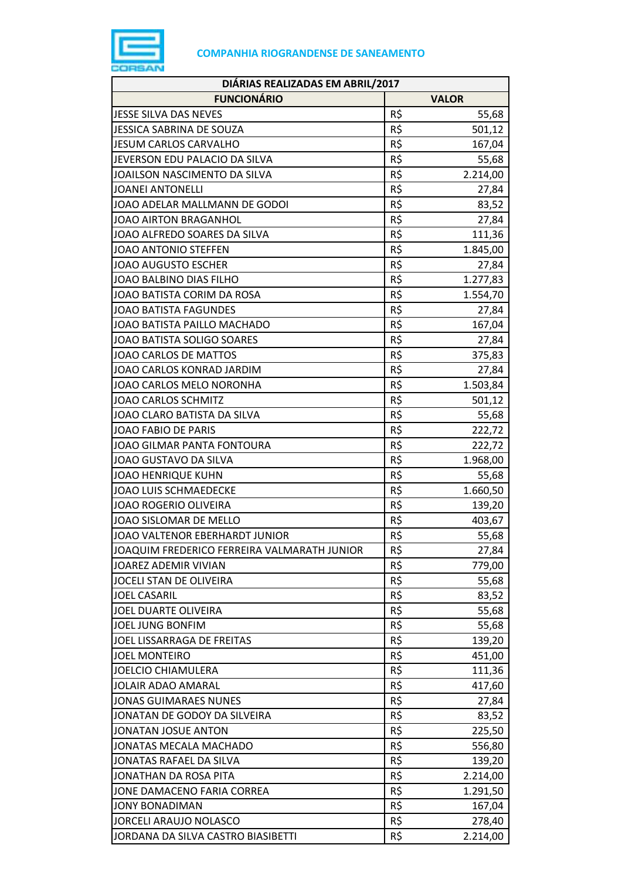**COMPANHIA RIOGRANDENSE DE SANEAMENTO**

| DIÁRIAS REALIZADAS EM ABRIL/2017 | | |
|---|---|---|
| **FUNCIONÁRIO** | **VALOR** | |
| JESSE SILVA DAS NEVES | R$ | 55,68 |
| JESSICA SABRINA DE SOUZA | R$ | 501,12 |
| JESUM CARLOS CARVALHO | R$ | 167,04 |
| JEVERSON EDU PALACIO DA SILVA | R$ | 55,68 |
| JOAILSON NASCIMENTO DA SILVA | R$ | 2.214,00 |
| JOANEI ANTONELLI | R$ | 27,84 |
| JOAO ADELAR MALLMANN DE GODOI | R$ | 83,52 |
| JOAO AIRTON BRAGANHOL | R$ | 27,84 |
| JOAO ALFREDO SOARES DA SILVA | R$ | 111,36 |
| JOAO ANTONIO STEFFEN | R$ | 1.845,00 |
| JOAO AUGUSTO ESCHER | R$ | 27,84 |
| JOAO BALBINO DIAS FILHO | R$ | 1.277,83 |
| JOAO BATISTA CORIM DA ROSA | R$ | 1.554,70 |
| JOAO BATISTA FAGUNDES | R$ | 27,84 |
| JOAO BATISTA PAILLO MACHADO | R$ | 167,04 |
| JOAO BATISTA SOLIGO SOARES | R$ | 27,84 |
| JOAO CARLOS DE MATTOS | R$ | 375,83 |
| JOAO CARLOS KONRAD JARDIM | R$ | 27,84 |
| JOAO CARLOS MELO NORONHA | R$ | 1.503,84 |
| JOAO CARLOS SCHMITZ | R$ | 501,12 |
| JOAO CLARO BATISTA DA SILVA | R$ | 55,68 |
| JOAO FABIO DE PARIS | R$ | 222,72 |
| JOAO GILMAR PANTA FONTOURA | R$ | 222,72 |
| JOAO GUSTAVO DA SILVA | R$ | 1.968,00 |
| JOAO HENRIQUE KUHN | R$ | 55,68 |
| JOAO LUIS SCHMAEDECKE | R$ | 1.660,50 |
| JOAO ROGERIO OLIVEIRA | R$ | 139,20 |
| JOAO SISLOMAR DE MELLO | R$ | 403,67 |
| JOAO VALTENOR EBERHARDT JUNIOR | R$ | 55,68 |
| JOAQUIM FREDERICO FERREIRA VALMARATH JUNIOR | R$ | 27,84 |
| JOAREZ ADEMIR VIVIAN | R$ | 779,00 |
| JOCELI STAN DE OLIVEIRA | R$ | 55,68 |
| JOEL CASARIL | R$ | 83,52 |
| JOEL DUARTE OLIVEIRA | R$ | 55,68 |
| JOEL JUNG BONFIM | R$ | 55,68 |
| JOEL LISSARRAGA DE FREITAS | R$ | 139,20 |
| JOEL MONTEIRO | R$ | 451,00 |
| JOELCIO CHIAMULERA | R$ | 111,36 |
| JOLAIR ADAO AMARAL | R$ | 417,60 |
| JONAS GUIMARAES NUNES | R$ | 27,84 |
| JONATAN DE GODOY DA SILVEIRA | R$ | 83,52 |
| JONATAN JOSUE ANTON | R$ | 225,50 |
| JONATAS MECALA MACHADO | R$ | 556,80 |
| JONATAS RAFAEL DA SILVA | R$ | 139,20 |
| JONATHAN DA ROSA PITA | R$ | 2.214,00 |
| JONE DAMACENO FARIA CORREA | R$ | 1.291,50 |
| JONY BONADIMAN | R$ | 167,04 |
| JORCELI ARAUJO NOLASCO | R$ | 278,40 |
| JORDANA DA SILVA CASTRO BIASIBETTI | R$ | 2.214,00 |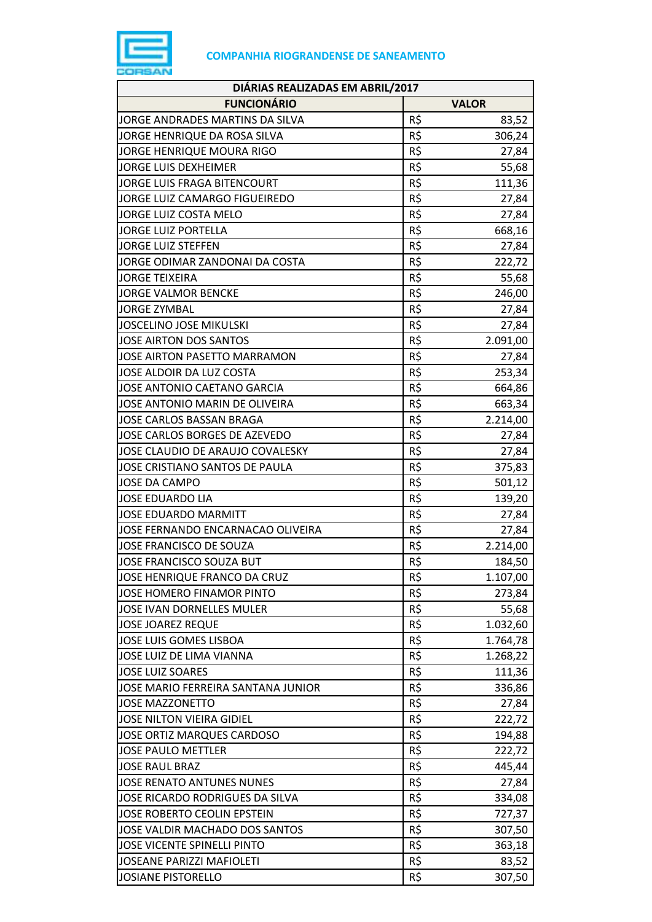**COMPANHIA RIOGRANDENSE DE SANEAMENTO**

| DIÁRIAS REALIZADAS EM ABRIL/2017 | | |
|---|---|---|
| **FUNCIONÁRIO** | **VALOR** | |
| JORGE ANDRADES MARTINS DA SILVA | R$ | 83,52 |
| JORGE HENRIQUE DA ROSA SILVA | R$ | 306,24 |
| JORGE HENRIQUE MOURA RIGO | R$ | 27,84 |
| JORGE LUIS DEXHEIMER | R$ | 55,68 |
| JORGE LUIS FRAGA BITENCOURT | R$ | 111,36 |
| JORGE LUIZ CAMARGO FIGUEIREDO | R$ | 27,84 |
| JORGE LUIZ COSTA MELO | R$ | 27,84 |
| JORGE LUIZ PORTELLA | R$ | 668,16 |
| JORGE LUIZ STEFFEN | R$ | 27,84 |
| JORGE ODIMAR ZANDONAI DA COSTA | R$ | 222,72 |
| JORGE TEIXEIRA | R$ | 55,68 |
| JORGE VALMOR BENCKE | R$ | 246,00 |
| JORGE ZYMBAL | R$ | 27,84 |
| JOSCELINO JOSE MIKULSKI | R$ | 27,84 |
| JOSE AIRTON DOS SANTOS | R$ | 2.091,00 |
| JOSE AIRTON PASETTO MARRAMON | R$ | 27,84 |
| JOSE ALDOIR DA LUZ COSTA | R$ | 253,34 |
| JOSE ANTONIO CAETANO GARCIA | R$ | 664,86 |
| JOSE ANTONIO MARIN DE OLIVEIRA | R$ | 663,34 |
| JOSE CARLOS BASSAN BRAGA | R$ | 2.214,00 |
| JOSE CARLOS BORGES DE AZEVEDO | R$ | 27,84 |
| JOSE CLAUDIO DE ARAUJO COVALESKY | R$ | 27,84 |
| JOSE CRISTIANO SANTOS DE PAULA | R$ | 375,83 |
| JOSE DA CAMPO | R$ | 501,12 |
| JOSE EDUARDO LIA | R$ | 139,20 |
| JOSE EDUARDO MARMITT | R$ | 27,84 |
| JOSE FERNANDO ENCARNACAO OLIVEIRA | R$ | 27,84 |
| JOSE FRANCISCO DE SOUZA | R$ | 2.214,00 |
| JOSE FRANCISCO SOUZA BUT | R$ | 184,50 |
| JOSE HENRIQUE FRANCO DA CRUZ | R$ | 1.107,00 |
| JOSE HOMERO FINAMOR PINTO | R$ | 273,84 |
| JOSE IVAN DORNELLES MULER | R$ | 55,68 |
| JOSE JOAREZ REQUE | R$ | 1.032,60 |
| JOSE LUIS GOMES LISBOA | R$ | 1.764,78 |
| JOSE LUIZ DE LIMA VIANNA | R$ | 1.268,22 |
| JOSE LUIZ SOARES | R$ | 111,36 |
| JOSE MARIO FERREIRA SANTANA JUNIOR | R$ | 336,86 |
| JOSE MAZZONETTO | R$ | 27,84 |
| JOSE NILTON VIEIRA GIDIEL | R$ | 222,72 |
| JOSE ORTIZ MARQUES CARDOSO | R$ | 194,88 |
| JOSE PAULO METTLER | R$ | 222,72 |
| JOSE RAUL BRAZ | R$ | 445,44 |
| JOSE RENATO ANTUNES NUNES | R$ | 27,84 |
| JOSE RICARDO RODRIGUES DA SILVA | R$ | 334,08 |
| JOSE ROBERTO CEOLIN EPSTEIN | R$ | 727,37 |
| JOSE VALDIR MACHADO DOS SANTOS | R$ | 307,50 |
| JOSE VICENTE SPINELLI PINTO | R$ | 363,18 |
| JOSEANE PARIZZI MAFIOLETI | R$ | 83,52 |
| JOSIANE PISTORELLO | R$ | 307,50 |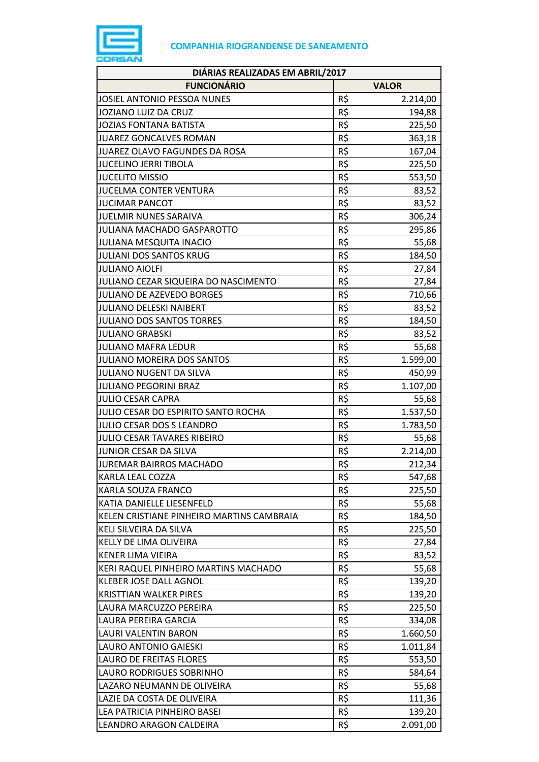**COMPANHIA RIOGRANDENSE DE SANEAMENTO**

| DIÁRIAS REALIZADAS EM ABRIL/2017 | | |
|---|---|---|
| **FUNCIONÁRIO** | **VALOR** | |
| JOSIEL ANTONIO PESSOA NUNES | R$ | 2.214,00 |
| JOZIANO LUIZ DA CRUZ | R$ | 194,88 |
| JOZIAS FONTANA BATISTA | R$ | 225,50 |
| JUAREZ GONCALVES ROMAN | R$ | 363,18 |
| JUAREZ OLAVO FAGUNDES DA ROSA | R$ | 167,04 |
| JUCELINO JERRI TIBOLA | R$ | 225,50 |
| JUCELITO MISSIO | R$ | 553,50 |
| JUCELMA CONTER VENTURA | R$ | 83,52 |
| JUCIMAR PANCOT | R$ | 83,52 |
| JUELMIR NUNES SARAIVA | R$ | 306,24 |
| JULIANA MACHADO GASPAROTTO | R$ | 295,86 |
| JULIANA MESQUITA INACIO | R$ | 55,68 |
| JULIANI DOS SANTOS KRUG | R$ | 184,50 |
| JULIANO AIOLFI | R$ | 27,84 |
| JULIANO CEZAR SIQUEIRA DO NASCIMENTO | R$ | 27,84 |
| JULIANO DE AZEVEDO BORGES | R$ | 710,66 |
| JULIANO DELESKI NAIBERT | R$ | 83,52 |
| JULIANO DOS SANTOS TORRES | R$ | 184,50 |
| JULIANO GRABSKI | R$ | 83,52 |
| JULIANO MAFRA LEDUR | R$ | 55,68 |
| JULIANO MOREIRA DOS SANTOS | R$ | 1.599,00 |
| JULIANO NUGENT DA SILVA | R$ | 450,99 |
| JULIANO PEGORINI BRAZ | R$ | 1.107,00 |
| JULIO CESAR CAPRA | R$ | 55,68 |
| JULIO CESAR DO ESPIRITO SANTO ROCHA | R$ | 1.537,50 |
| JULIO CESAR DOS S LEANDRO | R$ | 1.783,50 |
| JULIO CESAR TAVARES RIBEIRO | R$ | 55,68 |
| JUNIOR CESAR DA SILVA | R$ | 2.214,00 |
| JUREMAR BAIRROS MACHADO | R$ | 212,34 |
| KARLA LEAL COZZA | R$ | 547,68 |
| KARLA SOUZA FRANCO | R$ | 225,50 |
| KATIA DANIELLE LIESENFELD | R$ | 55,68 |
| KELEN CRISTIANE PINHEIRO MARTINS CAMBRAIA | R$ | 184,50 |
| KELI SILVEIRA DA SILVA | R$ | 225,50 |
| KELLY DE LIMA OLIVEIRA | R$ | 27,84 |
| KENER LIMA VIEIRA | R$ | 83,52 |
| KERI RAQUEL PINHEIRO MARTINS MACHADO | R$ | 55,68 |
| KLEBER JOSE DALL AGNOL | R$ | 139,20 |
| KRISTTIAN WALKER PIRES | R$ | 139,20 |
| LAURA MARCUZZO PEREIRA | R$ | 225,50 |
| LAURA PEREIRA GARCIA | R$ | 334,08 |
| LAURI VALENTIN BARON | R$ | 1.660,50 |
| LAURO ANTONIO GAIESKI | R$ | 1.011,84 |
| LAURO DE FREITAS FLORES | R$ | 553,50 |
| LAURO RODRIGUES SOBRINHO | R$ | 584,64 |
| LAZARO NEUMANN DE OLIVEIRA | R$ | 55,68 |
| LAZIE DA COSTA DE OLIVEIRA | R$ | 111,36 |
| LEA PATRICIA PINHEIRO BASEI | R$ | 139,20 |
| LEANDRO ARAGON CALDEIRA | R$ | 2.091,00 |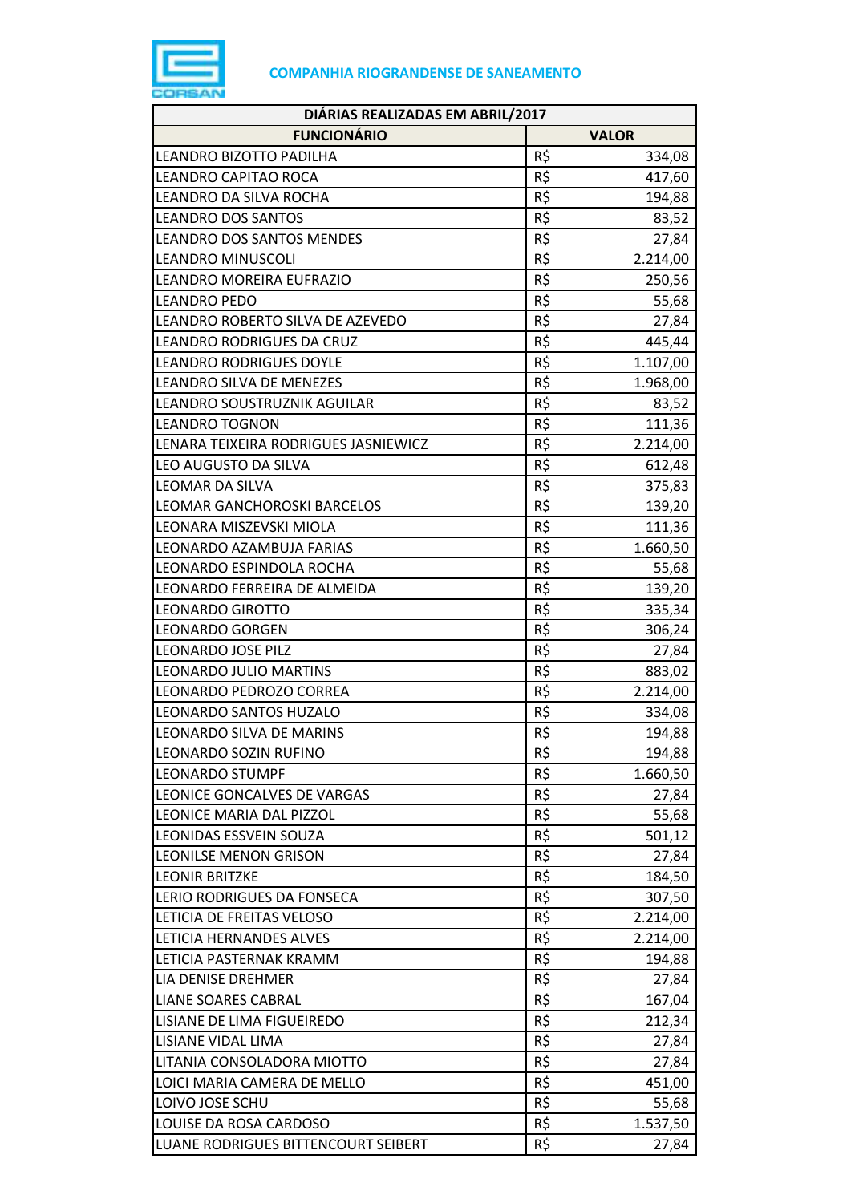**COMPANHIA RIOGRANDENSE DE SANEAMENTO**

| DIÁRIAS REALIZADAS EM ABRIL/2017 | | |
|---|---|---|
| **FUNCIONÁRIO** | **VALOR** | |
| LEANDRO BIZOTTO PADILHA | R$ | 334,08 |
| LEANDRO CAPITAO ROCA | R$ | 417,60 |
| LEANDRO DA SILVA ROCHA | R$ | 194,88 |
| LEANDRO DOS SANTOS | R$ | 83,52 |
| LEANDRO DOS SANTOS MENDES | R$ | 27,84 |
| LEANDRO MINUSCOLI | R$ | 2.214,00 |
| LEANDRO MOREIRA EUFRAZIO | R$ | 250,56 |
| LEANDRO PEDO | R$ | 55,68 |
| LEANDRO ROBERTO SILVA DE AZEVEDO | R$ | 27,84 |
| LEANDRO RODRIGUES DA CRUZ | R$ | 445,44 |
| LEANDRO RODRIGUES DOYLE | R$ | 1.107,00 |
| LEANDRO SILVA DE MENEZES | R$ | 1.968,00 |
| LEANDRO SOUSTRUZNIK AGUILAR | R$ | 83,52 |
| LEANDRO TOGNON | R$ | 111,36 |
| LENARA TEIXEIRA RODRIGUES JASNIEWICZ | R$ | 2.214,00 |
| LEO AUGUSTO DA SILVA | R$ | 612,48 |
| LEOMAR DA SILVA | R$ | 375,83 |
| LEOMAR GANCHOROSKI BARCELOS | R$ | 139,20 |
| LEONARA MISZEVSKI MIOLA | R$ | 111,36 |
| LEONARDO AZAMBUJA FARIAS | R$ | 1.660,50 |
| LEONARDO ESPINDOLA ROCHA | R$ | 55,68 |
| LEONARDO FERREIRA DE ALMEIDA | R$ | 139,20 |
| LEONARDO GIROTTO | R$ | 335,34 |
| LEONARDO GORGEN | R$ | 306,24 |
| LEONARDO JOSE PILZ | R$ | 27,84 |
| LEONARDO JULIO MARTINS | R$ | 883,02 |
| LEONARDO PEDROZO CORREA | R$ | 2.214,00 |
| LEONARDO SANTOS HUZALO | R$ | 334,08 |
| LEONARDO SILVA DE MARINS | R$ | 194,88 |
| LEONARDO SOZIN RUFINO | R$ | 194,88 |
| LEONARDO STUMPF | R$ | 1.660,50 |
| LEONICE GONCALVES DE VARGAS | R$ | 27,84 |
| LEONICE MARIA DAL PIZZOL | R$ | 55,68 |
| LEONIDAS ESSVEIN SOUZA | R$ | 501,12 |
| LEONILSE MENON GRISON | R$ | 27,84 |
| LEONIR BRITZKE | R$ | 184,50 |
| LERIO RODRIGUES DA FONSECA | R$ | 307,50 |
| LETICIA DE FREITAS VELOSO | R$ | 2.214,00 |
| LETICIA HERNANDES ALVES | R$ | 2.214,00 |
| LETICIA PASTERNAK KRAMM | R$ | 194,88 |
| LIA DENISE DREHMER | R$ | 27,84 |
| LIANE SOARES CABRAL | R$ | 167,04 |
| LISIANE DE LIMA FIGUEIREDO | R$ | 212,34 |
| LISIANE VIDAL LIMA | R$ | 27,84 |
| LITANIA CONSOLADORA MIOTTO | R$ | 27,84 |
| LOICI MARIA CAMERA DE MELLO | R$ | 451,00 |
| LOIVO JOSE SCHU | R$ | 55,68 |
| LOUISE DA ROSA CARDOSO | R$ | 1.537,50 |
| LUANE RODRIGUES BITTENCOURT SEIBERT | R$ | 27,84 |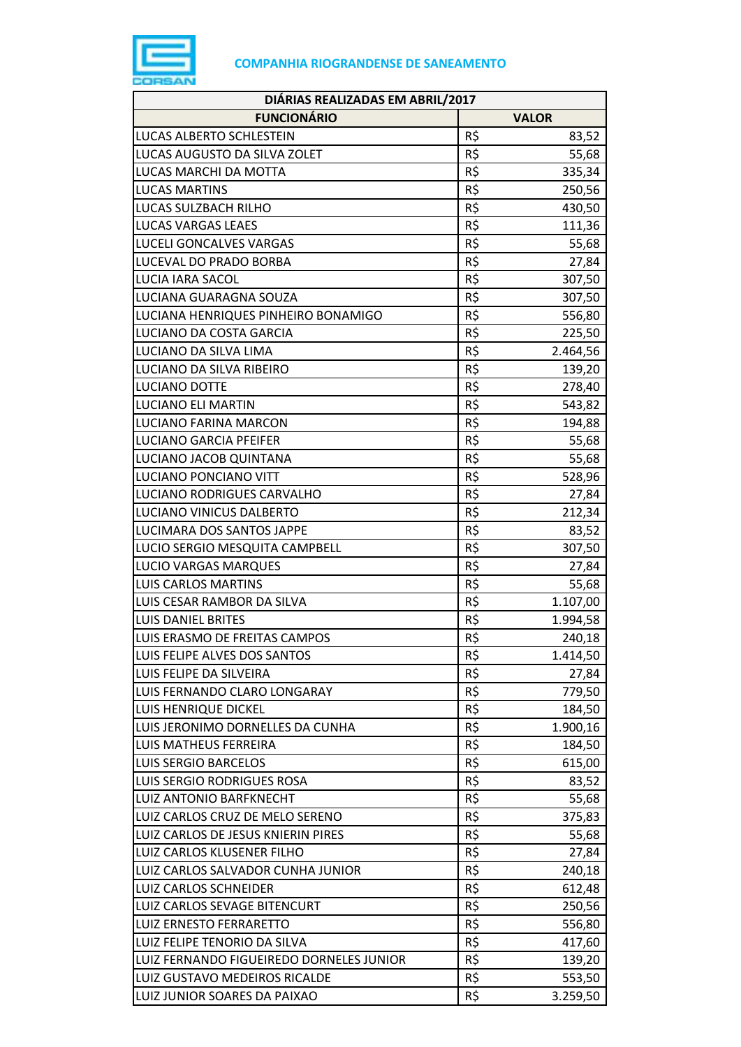**COMPANHIA RIOGRANDENSE DE SANEAMENTO**

| DIÁRIAS REALIZADAS EM ABRIL/2017 | | |
|---|---|---|
| **FUNCIONÁRIO** | **VALOR** | |
| LUCAS ALBERTO SCHLESTEIN | R$ | 83,52 |
| LUCAS AUGUSTO DA SILVA ZOLET | R$ | 55,68 |
| LUCAS MARCHI DA MOTTA | R$ | 335,34 |
| LUCAS MARTINS | R$ | 250,56 |
| LUCAS SULZBACH RILHO | R$ | 430,50 |
| LUCAS VARGAS LEAES | R$ | 111,36 |
| LUCELI GONCALVES VARGAS | R$ | 55,68 |
| LUCEVAL DO PRADO BORBA | R$ | 27,84 |
| LUCIA IARA SACOL | R$ | 307,50 |
| LUCIANA GUARAGNA SOUZA | R$ | 307,50 |
| LUCIANA HENRIQUES PINHEIRO BONAMIGO | R$ | 556,80 |
| LUCIANO DA COSTA GARCIA | R$ | 225,50 |
| LUCIANO DA SILVA LIMA | R$ | 2.464,56 |
| LUCIANO DA SILVA RIBEIRO | R$ | 139,20 |
| LUCIANO DOTTE | R$ | 278,40 |
| LUCIANO ELI MARTIN | R$ | 543,82 |
| LUCIANO FARINA MARCON | R$ | 194,88 |
| LUCIANO GARCIA PFEIFER | R$ | 55,68 |
| LUCIANO JACOB QUINTANA | R$ | 55,68 |
| LUCIANO PONCIANO VITT | R$ | 528,96 |
| LUCIANO RODRIGUES CARVALHO | R$ | 27,84 |
| LUCIANO VINICUS DALBERTO | R$ | 212,34 |
| LUCIMARA DOS SANTOS JAPPE | R$ | 83,52 |
| LUCIO SERGIO MESQUITA CAMPBELL | R$ | 307,50 |
| LUCIO VARGAS MARQUES | R$ | 27,84 |
| LUIS CARLOS MARTINS | R$ | 55,68 |
| LUIS CESAR RAMBOR DA SILVA | R$ | 1.107,00 |
| LUIS DANIEL BRITES | R$ | 1.994,58 |
| LUIS ERASMO DE FREITAS CAMPOS | R$ | 240,18 |
| LUIS FELIPE ALVES DOS SANTOS | R$ | 1.414,50 |
| LUIS FELIPE DA SILVEIRA | R$ | 27,84 |
| LUIS FERNANDO CLARO LONGARAY | R$ | 779,50 |
| LUIS HENRIQUE DICKEL | R$ | 184,50 |
| LUIS JERONIMO DORNELLES DA CUNHA | R$ | 1.900,16 |
| LUIS MATHEUS FERREIRA | R$ | 184,50 |
| LUIS SERGIO BARCELOS | R$ | 615,00 |
| LUIS SERGIO RODRIGUES ROSA | R$ | 83,52 |
| LUIZ ANTONIO BARFKNECHT | R$ | 55,68 |
| LUIZ CARLOS CRUZ DE MELO SERENO | R$ | 375,83 |
| LUIZ CARLOS DE JESUS KNIERIN PIRES | R$ | 55,68 |
| LUIZ CARLOS KLUSENER FILHO | R$ | 27,84 |
| LUIZ CARLOS SALVADOR CUNHA JUNIOR | R$ | 240,18 |
| LUIZ CARLOS SCHNEIDER | R$ | 612,48 |
| LUIZ CARLOS SEVAGE BITENCURT | R$ | 250,56 |
| LUIZ ERNESTO FERRARETTO | R$ | 556,80 |
| LUIZ FELIPE TENORIO DA SILVA | R$ | 417,60 |
| LUIZ FERNANDO FIGUEIREDO DORNELES JUNIOR | R$ | 139,20 |
| LUIZ GUSTAVO MEDEIROS RICALDE | R$ | 553,50 |
| LUIZ JUNIOR SOARES DA PAIXAO | R$ | 3.259,50 |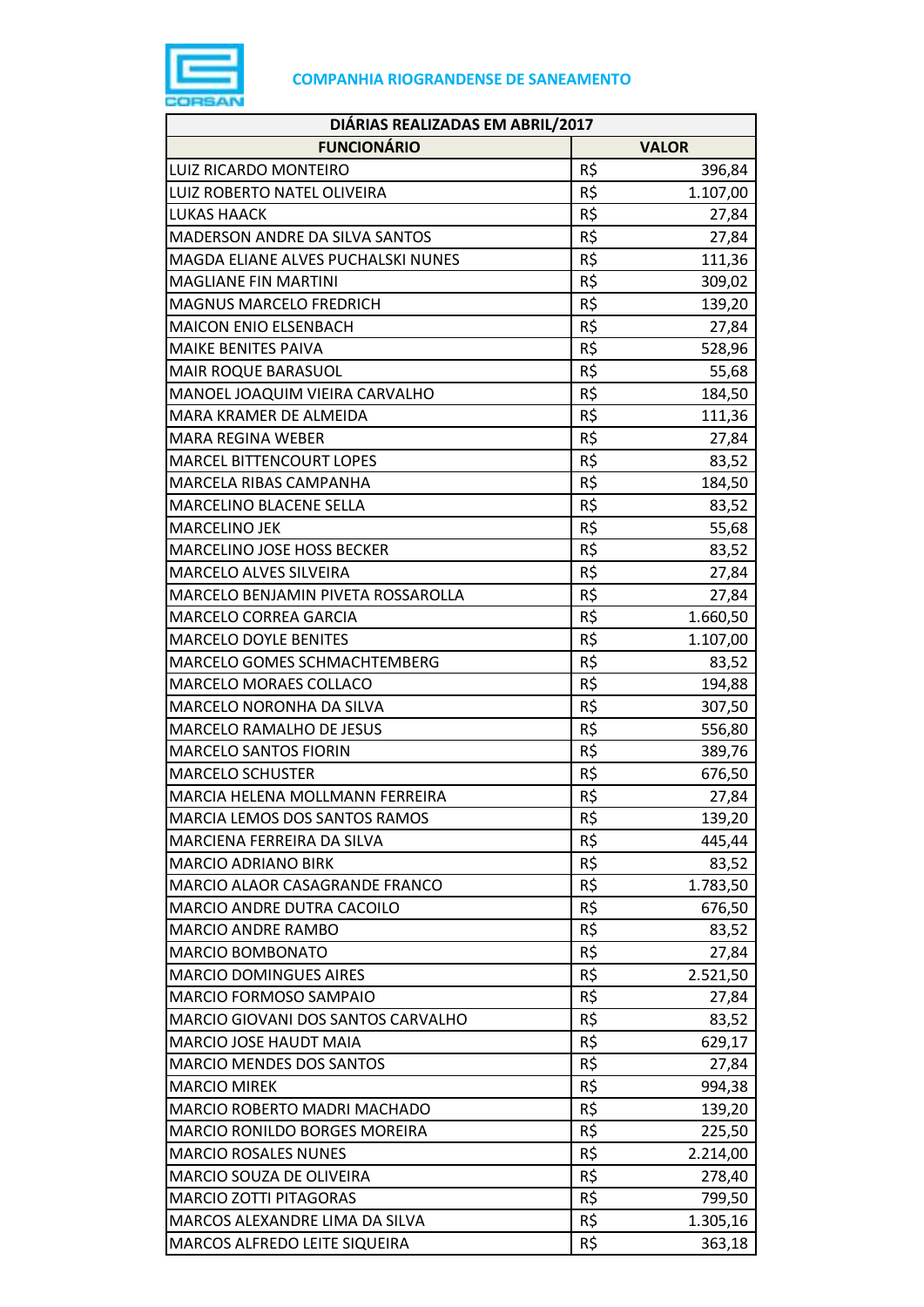**COMPANHIA RIOGRANDENSE DE SANEAMENTO**

| DIÁRIAS REALIZADAS EM ABRIL/2017 | | |
|---|---|---|
| **FUNCIONÁRIO** | **VALOR** | |
| LUIZ RICARDO MONTEIRO | R$ | 396,84 |
| LUIZ ROBERTO NATEL OLIVEIRA | R$ | 1.107,00 |
| LUKAS HAACK | R$ | 27,84 |
| MADERSON ANDRE DA SILVA SANTOS | R$ | 27,84 |
| MAGDA ELIANE ALVES PUCHALSKI NUNES | R$ | 111,36 |
| MAGLIANE FIN MARTINI | R$ | 309,02 |
| MAGNUS MARCELO FREDRICH | R$ | 139,20 |
| MAICON ENIO ELSENBACH | R$ | 27,84 |
| MAIKE BENITES PAIVA | R$ | 528,96 |
| MAIR ROQUE BARASUOL | R$ | 55,68 |
| MANOEL JOAQUIM VIEIRA CARVALHO | R$ | 184,50 |
| MARA KRAMER DE ALMEIDA | R$ | 111,36 |
| MARA REGINA WEBER | R$ | 27,84 |
| MARCEL BITTENCOURT LOPES | R$ | 83,52 |
| MARCELA RIBAS CAMPANHA | R$ | 184,50 |
| MARCELINO BLACENE SELLA | R$ | 83,52 |
| MARCELINO JEK | R$ | 55,68 |
| MARCELINO JOSE HOSS BECKER | R$ | 83,52 |
| MARCELO ALVES SILVEIRA | R$ | 27,84 |
| MARCELO BENJAMIN PIVETA ROSSAROLLA | R$ | 27,84 |
| MARCELO CORREA GARCIA | R$ | 1.660,50 |
| MARCELO DOYLE BENITES | R$ | 1.107,00 |
| MARCELO GOMES SCHMACHTEMBERG | R$ | 83,52 |
| MARCELO MORAES COLLACO | R$ | 194,88 |
| MARCELO NORONHA DA SILVA | R$ | 307,50 |
| MARCELO RAMALHO DE JESUS | R$ | 556,80 |
| MARCELO SANTOS FIORIN | R$ | 389,76 |
| MARCELO SCHUSTER | R$ | 676,50 |
| MARCIA HELENA MOLLMANN FERREIRA | R$ | 27,84 |
| MARCIA LEMOS DOS SANTOS RAMOS | R$ | 139,20 |
| MARCIENA FERREIRA DA SILVA | R$ | 445,44 |
| MARCIO ADRIANO BIRK | R$ | 83,52 |
| MARCIO ALAOR CASAGRANDE FRANCO | R$ | 1.783,50 |
| MARCIO ANDRE DUTRA CACOILO | R$ | 676,50 |
| MARCIO ANDRE RAMBO | R$ | 83,52 |
| MARCIO BOMBONATO | R$ | 27,84 |
| MARCIO DOMINGUES AIRES | R$ | 2.521,50 |
| MARCIO FORMOSO SAMPAIO | R$ | 27,84 |
| MARCIO GIOVANI DOS SANTOS CARVALHO | R$ | 83,52 |
| MARCIO JOSE HAUDT MAIA | R$ | 629,17 |
| MARCIO MENDES DOS SANTOS | R$ | 27,84 |
| MARCIO MIREK | R$ | 994,38 |
| MARCIO ROBERTO MADRI MACHADO | R$ | 139,20 |
| MARCIO RONILDO BORGES MOREIRA | R$ | 225,50 |
| MARCIO ROSALES NUNES | R$ | 2.214,00 |
| MARCIO SOUZA DE OLIVEIRA | R$ | 278,40 |
| MARCIO ZOTTI PITAGORAS | R$ | 799,50 |
| MARCOS ALEXANDRE LIMA DA SILVA | R$ | 1.305,16 |
| MARCOS ALFREDO LEITE SIQUEIRA | R$ | 363,18 |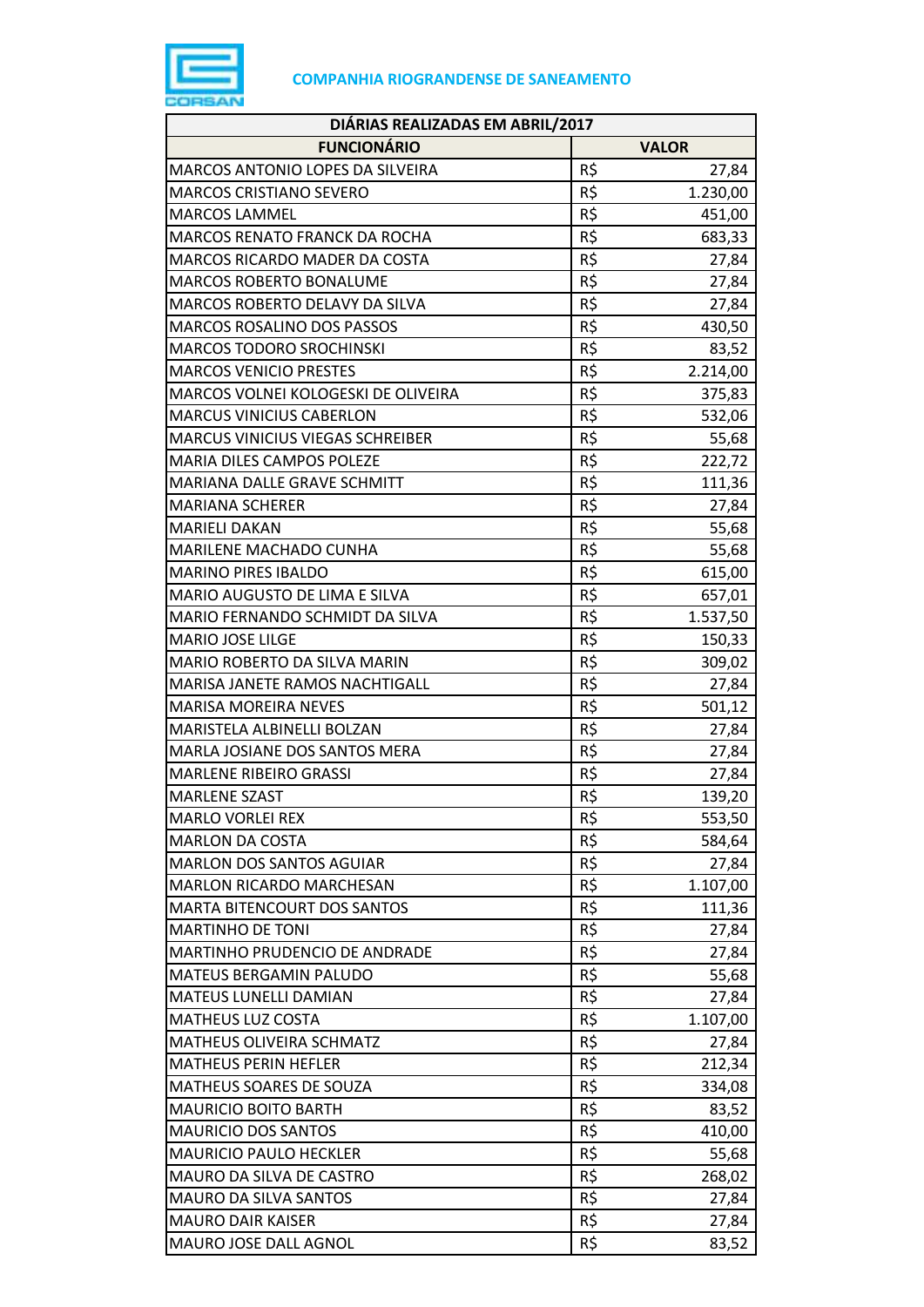**COMPANHIA RIOGRANDENSE DE SANEAMENTO**

| DIÁRIAS REALIZADAS EM ABRIL/2017 | | |
|---|---|---|
| **FUNCIONÁRIO** | **VALOR** | |
| MARCOS ANTONIO LOPES DA SILVEIRA | R$ | 27,84 |
| MARCOS CRISTIANO SEVERO | R$ | 1.230,00 |
| MARCOS LAMMEL | R$ | 451,00 |
| MARCOS RENATO FRANCK DA ROCHA | R$ | 683,33 |
| MARCOS RICARDO MADER DA COSTA | R$ | 27,84 |
| MARCOS ROBERTO BONALUME | R$ | 27,84 |
| MARCOS ROBERTO DELAVY DA SILVA | R$ | 27,84 |
| MARCOS ROSALINO DOS PASSOS | R$ | 430,50 |
| MARCOS TODORO SROCHINSKI | R$ | 83,52 |
| MARCOS VENICIO PRESTES | R$ | 2.214,00 |
| MARCOS VOLNEI KOLOGESKI DE OLIVEIRA | R$ | 375,83 |
| MARCUS VINICIUS CABERLON | R$ | 532,06 |
| MARCUS VINICIUS VIEGAS SCHREIBER | R$ | 55,68 |
| MARIA DILES CAMPOS POLEZE | R$ | 222,72 |
| MARIANA DALLE GRAVE SCHMITT | R$ | 111,36 |
| MARIANA SCHERER | R$ | 27,84 |
| MARIELI DAKAN | R$ | 55,68 |
| MARILENE MACHADO CUNHA | R$ | 55,68 |
| MARINO PIRES IBALDO | R$ | 615,00 |
| MARIO AUGUSTO DE LIMA E SILVA | R$ | 657,01 |
| MARIO FERNANDO SCHMIDT DA SILVA | R$ | 1.537,50 |
| MARIO JOSE LILGE | R$ | 150,33 |
| MARIO ROBERTO DA SILVA MARIN | R$ | 309,02 |
| MARISA JANETE RAMOS NACHTIGALL | R$ | 27,84 |
| MARISA MOREIRA NEVES | R$ | 501,12 |
| MARISTELA ALBINELLI BOLZAN | R$ | 27,84 |
| MARLA JOSIANE DOS SANTOS MERA | R$ | 27,84 |
| MARLENE RIBEIRO GRASSI | R$ | 27,84 |
| MARLENE SZAST | R$ | 139,20 |
| MARLO VORLEI REX | R$ | 553,50 |
| MARLON DA COSTA | R$ | 584,64 |
| MARLON DOS SANTOS AGUIAR | R$ | 27,84 |
| MARLON RICARDO MARCHESAN | R$ | 1.107,00 |
| MARTA BITENCOURT DOS SANTOS | R$ | 111,36 |
| MARTINHO DE TONI | R$ | 27,84 |
| MARTINHO PRUDENCIO DE ANDRADE | R$ | 27,84 |
| MATEUS BERGAMIN PALUDO | R$ | 55,68 |
| MATEUS LUNELLI DAMIAN | R$ | 27,84 |
| MATHEUS LUZ COSTA | R$ | 1.107,00 |
| MATHEUS OLIVEIRA SCHMATZ | R$ | 27,84 |
| MATHEUS PERIN HEFLER | R$ | 212,34 |
| MATHEUS SOARES DE SOUZA | R$ | 334,08 |
| MAURICIO BOITO BARTH | R$ | 83,52 |
| MAURICIO DOS SANTOS | R$ | 410,00 |
| MAURICIO PAULO HECKLER | R$ | 55,68 |
| MAURO DA SILVA DE CASTRO | R$ | 268,02 |
| MAURO DA SILVA SANTOS | R$ | 27,84 |
| MAURO DAIR KAISER | R$ | 27,84 |
| MAURO JOSE DALL AGNOL | R$ | 83,52 |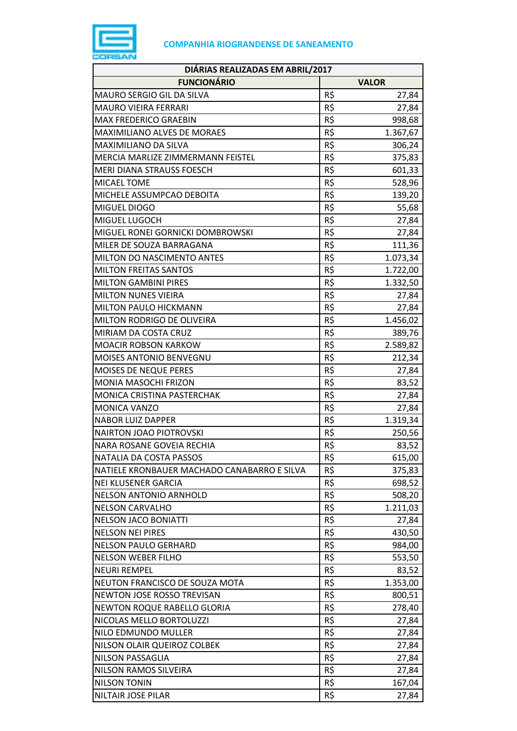**COMPANHIA RIOGRANDENSE DE SANEAMENTO**

| DIÁRIAS REALIZADAS EM ABRIL/2017 | | |
|---|---|---|
| **FUNCIONÁRIO** | **VALOR** | |
| MAURO SERGIO GIL DA SILVA | R$ | 27,84 |
| MAURO VIEIRA FERRARI | R$ | 27,84 |
| MAX FREDERICO GRAEBIN | R$ | 998,68 |
| MAXIMILIANO ALVES DE MORAES | R$ | 1.367,67 |
| MAXIMILIANO DA SILVA | R$ | 306,24 |
| MERCIA MARLIZE ZIMMERMANN FEISTEL | R$ | 375,83 |
| MERI DIANA STRAUSS FOESCH | R$ | 601,33 |
| MICAEL TOME | R$ | 528,96 |
| MICHELE ASSUMPCAO DEBOITA | R$ | 139,20 |
| MIGUEL DIOGO | R$ | 55,68 |
| MIGUEL LUGOCH | R$ | 27,84 |
| MIGUEL RONEI GORNICKI DOMBROWSKI | R$ | 27,84 |
| MILER DE SOUZA BARRAGANA | R$ | 111,36 |
| MILTON DO NASCIMENTO ANTES | R$ | 1.073,34 |
| MILTON FREITAS SANTOS | R$ | 1.722,00 |
| MILTON GAMBINI PIRES | R$ | 1.332,50 |
| MILTON NUNES VIEIRA | R$ | 27,84 |
| MILTON PAULO HICKMANN | R$ | 27,84 |
| MILTON RODRIGO DE OLIVEIRA | R$ | 1.456,02 |
| MIRIAM DA COSTA CRUZ | R$ | 389,76 |
| MOACIR ROBSON KARKOW | R$ | 2.589,82 |
| MOISES ANTONIO BENVEGNU | R$ | 212,34 |
| MOISES DE NEQUE PERES | R$ | 27,84 |
| MONIA MASOCHI FRIZON | R$ | 83,52 |
| MONICA CRISTINA PASTERCHAK | R$ | 27,84 |
| MONICA VANZO | R$ | 27,84 |
| NABOR LUIZ DAPPER | R$ | 1.319,34 |
| NAIRTON JOAO PIOTROVSKI | R$ | 250,56 |
| NARA ROSANE GOVEIA RECHIA | R$ | 83,52 |
| NATALIA DA COSTA PASSOS | R$ | 615,00 |
| NATIELE KRONBAUER MACHADO CANABARRO E SILVA | R$ | 375,83 |
| NEI KLUSENER GARCIA | R$ | 698,52 |
| NELSON ANTONIO ARNHOLD | R$ | 508,20 |
| NELSON CARVALHO | R$ | 1.211,03 |
| NELSON JACO BONIATTI | R$ | 27,84 |
| NELSON NEI PIRES | R$ | 430,50 |
| NELSON PAULO GERHARD | R$ | 984,00 |
| NELSON WEBER FILHO | R$ | 553,50 |
| NEURI REMPEL | R$ | 83,52 |
| NEUTON FRANCISCO DE SOUZA MOTA | R$ | 1.353,00 |
| NEWTON JOSE ROSSO TREVISAN | R$ | 800,51 |
| NEWTON ROQUE RABELLO GLORIA | R$ | 278,40 |
| NICOLAS MELLO BORTOLUZZI | R$ | 27,84 |
| NILO EDMUNDO MULLER | R$ | 27,84 |
| NILSON OLAIR QUEIROZ COLBEK | R$ | 27,84 |
| NILSON PASSAGLIA | R$ | 27,84 |
| NILSON RAMOS SILVEIRA | R$ | 27,84 |
| NILSON TONIN | R$ | 167,04 |
| NILTAIR JOSE PILAR | R$ | 27,84 |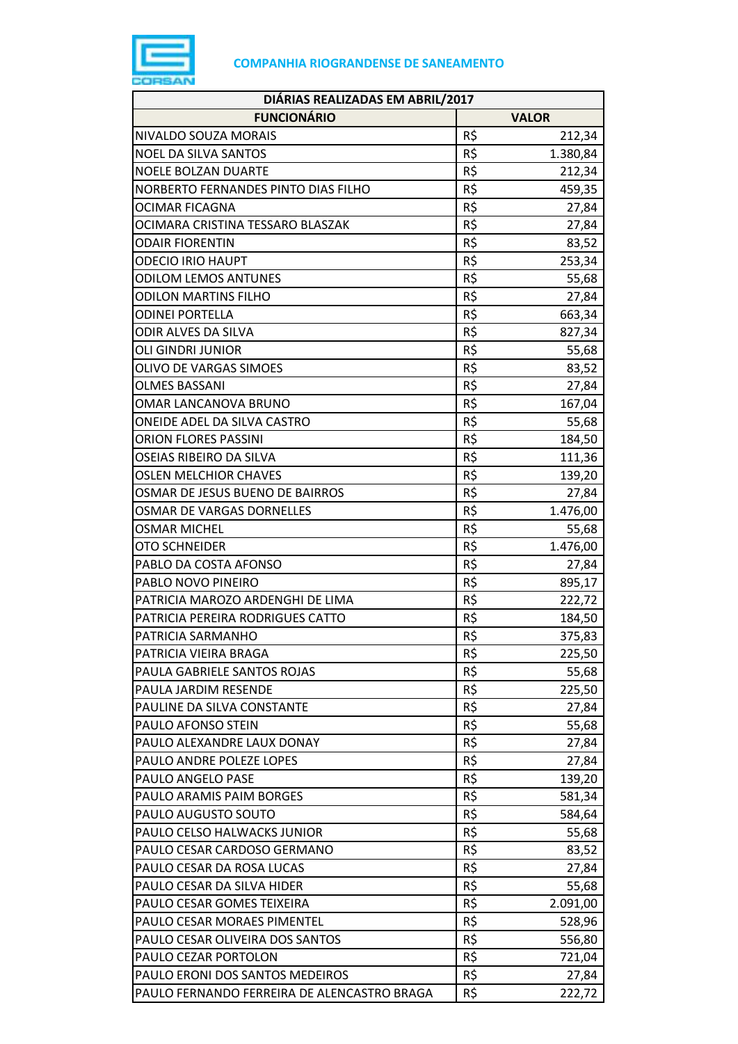**COMPANHIA RIOGRANDENSE DE SANEAMENTO**

| DIÁRIAS REALIZADAS EM ABRIL/2017 | | |
|---|---|---|
| **FUNCIONÁRIO** | **VALOR** | |
| NIVALDO SOUZA MORAIS | R$ | 212,34 |
| NOEL DA SILVA SANTOS | R$ | 1.380,84 |
| NOELE BOLZAN DUARTE | R$ | 212,34 |
| NORBERTO FERNANDES PINTO DIAS FILHO | R$ | 459,35 |
| OCIMAR FICAGNA | R$ | 27,84 |
| OCIMARA CRISTINA TESSARO BLASZAK | R$ | 27,84 |
| ODAIR FIORENTIN | R$ | 83,52 |
| ODECIO IRIO HAUPT | R$ | 253,34 |
| ODILOM LEMOS ANTUNES | R$ | 55,68 |
| ODILON MARTINS FILHO | R$ | 27,84 |
| ODINEI PORTELLA | R$ | 663,34 |
| ODIR ALVES DA SILVA | R$ | 827,34 |
| OLI GINDRI JUNIOR | R$ | 55,68 |
| OLIVO DE VARGAS SIMOES | R$ | 83,52 |
| OLMES BASSANI | R$ | 27,84 |
| OMAR LANCANOVA BRUNO | R$ | 167,04 |
| ONEIDE ADEL DA SILVA CASTRO | R$ | 55,68 |
| ORION FLORES PASSINI | R$ | 184,50 |
| OSEIAS RIBEIRO DA SILVA | R$ | 111,36 |
| OSLEN MELCHIOR CHAVES | R$ | 139,20 |
| OSMAR DE JESUS BUENO DE BAIRROS | R$ | 27,84 |
| OSMAR DE VARGAS DORNELLES | R$ | 1.476,00 |
| OSMAR MICHEL | R$ | 55,68 |
| OTO SCHNEIDER | R$ | 1.476,00 |
| PABLO DA COSTA AFONSO | R$ | 27,84 |
| PABLO NOVO PINEIRO | R$ | 895,17 |
| PATRICIA MAROZO ARDENGHI DE LIMA | R$ | 222,72 |
| PATRICIA PEREIRA RODRIGUES CATTO | R$ | 184,50 |
| PATRICIA SARMANHO | R$ | 375,83 |
| PATRICIA VIEIRA BRAGA | R$ | 225,50 |
| PAULA GABRIELE SANTOS ROJAS | R$ | 55,68 |
| PAULA JARDIM RESENDE | R$ | 225,50 |
| PAULINE DA SILVA CONSTANTE | R$ | 27,84 |
| PAULO AFONSO STEIN | R$ | 55,68 |
| PAULO ALEXANDRE LAUX DONAY | R$ | 27,84 |
| PAULO ANDRE POLEZE LOPES | R$ | 27,84 |
| PAULO ANGELO PASE | R$ | 139,20 |
| PAULO ARAMIS PAIM BORGES | R$ | 581,34 |
| PAULO AUGUSTO SOUTO | R$ | 584,64 |
| PAULO CELSO HALWACKS JUNIOR | R$ | 55,68 |
| PAULO CESAR CARDOSO GERMANO | R$ | 83,52 |
| PAULO CESAR DA ROSA LUCAS | R$ | 27,84 |
| PAULO CESAR DA SILVA HIDER | R$ | 55,68 |
| PAULO CESAR GOMES TEIXEIRA | R$ | 2.091,00 |
| PAULO CESAR MORAES PIMENTEL | R$ | 528,96 |
| PAULO CESAR OLIVEIRA DOS SANTOS | R$ | 556,80 |
| PAULO CEZAR PORTOLON | R$ | 721,04 |
| PAULO ERONI DOS SANTOS MEDEIROS | R$ | 27,84 |
| PAULO FERNANDO FERREIRA DE ALENCASTRO BRAGA | R$ | 222,72 |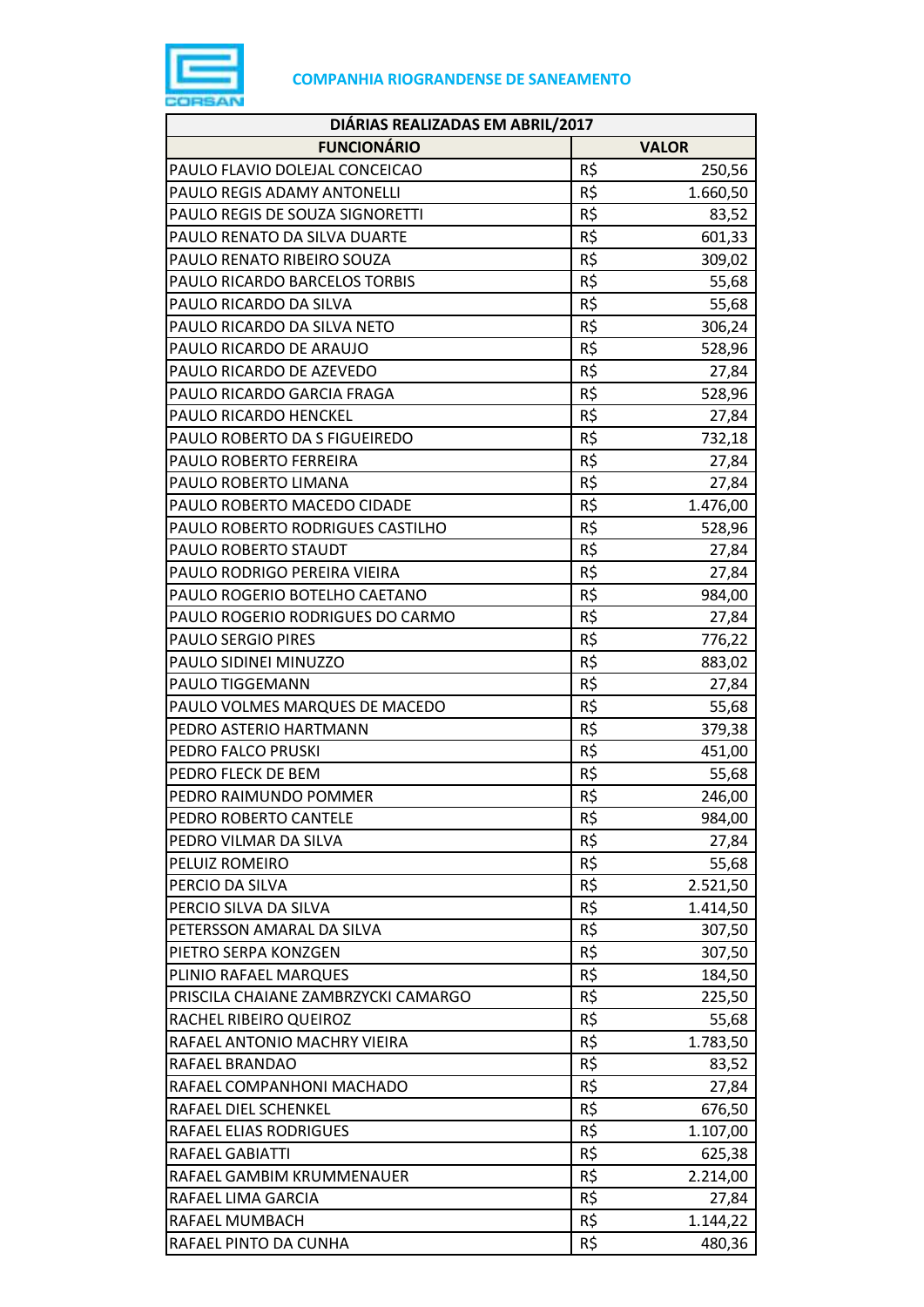**COMPANHIA RIOGRANDENSE DE SANEAMENTO**

| DIÁRIAS REALIZADAS EM ABRIL/2017 | | |
|---|---|---|
| **FUNCIONÁRIO** | **VALOR** | |
| PAULO FLAVIO DOLEJAL CONCEICAO | R$ | 250,56 |
| PAULO REGIS ADAMY ANTONELLI | R$ | 1.660,50 |
| PAULO REGIS DE SOUZA SIGNORETTI | R$ | 83,52 |
| PAULO RENATO DA SILVA DUARTE | R$ | 601,33 |
| PAULO RENATO RIBEIRO SOUZA | R$ | 309,02 |
| PAULO RICARDO BARCELOS TORBIS | R$ | 55,68 |
| PAULO RICARDO DA SILVA | R$ | 55,68 |
| PAULO RICARDO DA SILVA NETO | R$ | 306,24 |
| PAULO RICARDO DE ARAUJO | R$ | 528,96 |
| PAULO RICARDO DE AZEVEDO | R$ | 27,84 |
| PAULO RICARDO GARCIA FRAGA | R$ | 528,96 |
| PAULO RICARDO HENCKEL | R$ | 27,84 |
| PAULO ROBERTO DA S FIGUEIREDO | R$ | 732,18 |
| PAULO ROBERTO FERREIRA | R$ | 27,84 |
| PAULO ROBERTO LIMANA | R$ | 27,84 |
| PAULO ROBERTO MACEDO CIDADE | R$ | 1.476,00 |
| PAULO ROBERTO RODRIGUES CASTILHO | R$ | 528,96 |
| PAULO ROBERTO STAUDT | R$ | 27,84 |
| PAULO RODRIGO PEREIRA VIEIRA | R$ | 27,84 |
| PAULO ROGERIO BOTELHO CAETANO | R$ | 984,00 |
| PAULO ROGERIO RODRIGUES DO CARMO | R$ | 27,84 |
| PAULO SERGIO PIRES | R$ | 776,22 |
| PAULO SIDINEI MINUZZO | R$ | 883,02 |
| PAULO TIGGEMANN | R$ | 27,84 |
| PAULO VOLMES MARQUES DE MACEDO | R$ | 55,68 |
| PEDRO ASTERIO HARTMANN | R$ | 379,38 |
| PEDRO FALCO PRUSKI | R$ | 451,00 |
| PEDRO FLECK DE BEM | R$ | 55,68 |
| PEDRO RAIMUNDO POMMER | R$ | 246,00 |
| PEDRO ROBERTO CANTELE | R$ | 984,00 |
| PEDRO VILMAR DA SILVA | R$ | 27,84 |
| PELUIZ ROMEIRO | R$ | 55,68 |
| PERCIO DA SILVA | R$ | 2.521,50 |
| PERCIO SILVA DA SILVA | R$ | 1.414,50 |
| PETERSSON AMARAL DA SILVA | R$ | 307,50 |
| PIETRO SERPA KONZGEN | R$ | 307,50 |
| PLINIO RAFAEL MARQUES | R$ | 184,50 |
| PRISCILA CHAIANE ZAMBRZYCKI CAMARGO | R$ | 225,50 |
| RACHEL RIBEIRO QUEIROZ | R$ | 55,68 |
| RAFAEL ANTONIO MACHRY VIEIRA | R$ | 1.783,50 |
| RAFAEL BRANDAO | R$ | 83,52 |
| RAFAEL COMPANHONI MACHADO | R$ | 27,84 |
| RAFAEL DIEL SCHENKEL | R$ | 676,50 |
| RAFAEL ELIAS RODRIGUES | R$ | 1.107,00 |
| RAFAEL GABIATTI | R$ | 625,38 |
| RAFAEL GAMBIM KRUMMENAUER | R$ | 2.214,00 |
| RAFAEL LIMA GARCIA | R$ | 27,84 |
| RAFAEL MUMBACH | R$ | 1.144,22 |
| RAFAEL PINTO DA CUNHA | R$ | 480,36 |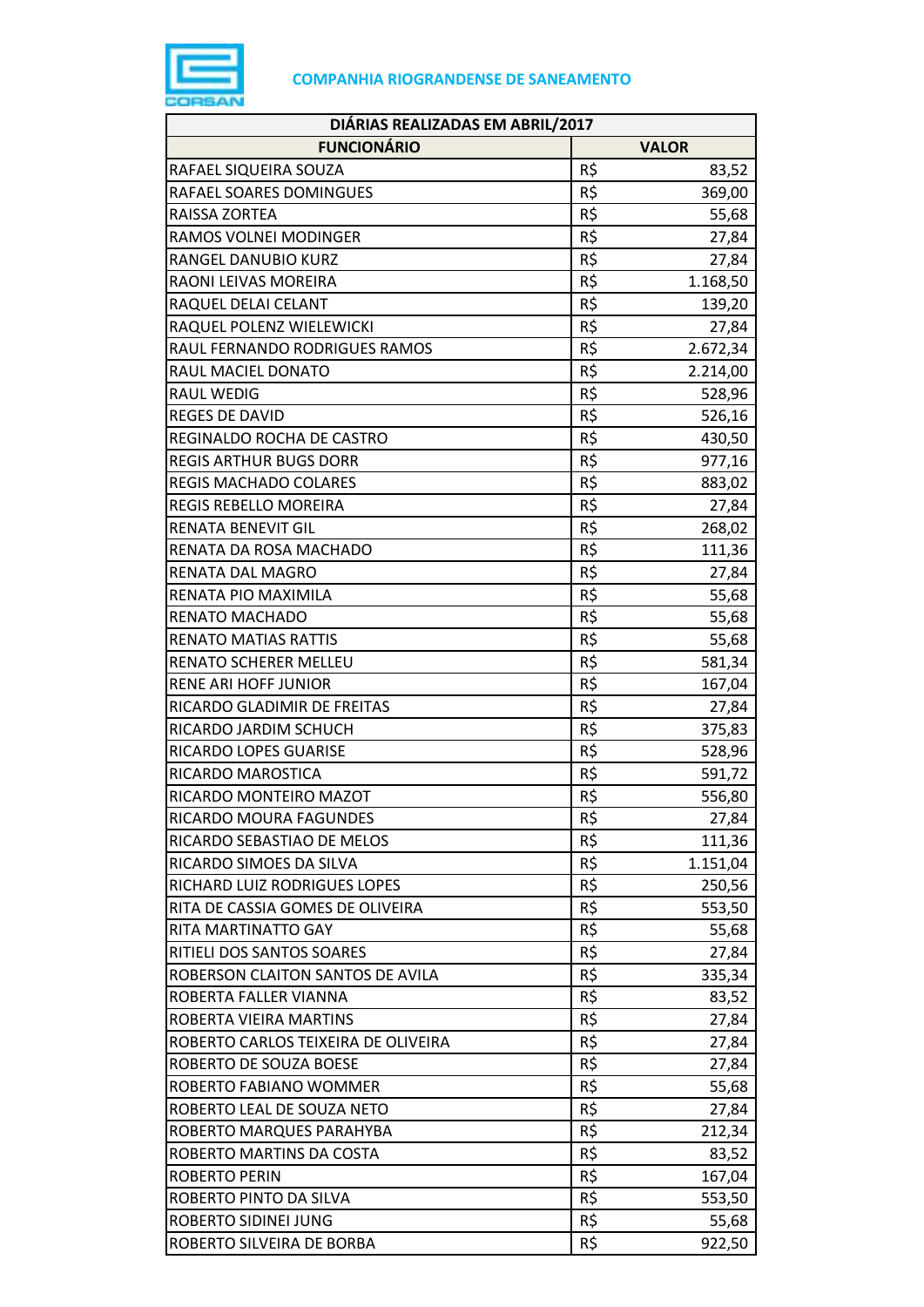**COMPANHIA RIOGRANDENSE DE SANEAMENTO**

| DIÁRIAS REALIZADAS EM ABRIL/2017 | | |
|---|---|---|
| **FUNCIONÁRIO** | **VALOR** | |
| RAFAEL SIQUEIRA SOUZA | R$ | 83,52 |
| RAFAEL SOARES DOMINGUES | R$ | 369,00 |
| RAISSA ZORTEA | R$ | 55,68 |
| RAMOS VOLNEI MODINGER | R$ | 27,84 |
| RANGEL DANUBIO KURZ | R$ | 27,84 |
| RAONI LEIVAS MOREIRA | R$ | 1.168,50 |
| RAQUEL DELAI CELANT | R$ | 139,20 |
| RAQUEL POLENZ WIELEWICKI | R$ | 27,84 |
| RAUL FERNANDO RODRIGUES RAMOS | R$ | 2.672,34 |
| RAUL MACIEL DONATO | R$ | 2.214,00 |
| RAUL WEDIG | R$ | 528,96 |
| REGES DE DAVID | R$ | 526,16 |
| REGINALDO ROCHA DE CASTRO | R$ | 430,50 |
| REGIS ARTHUR BUGS DORR | R$ | 977,16 |
| REGIS MACHADO COLARES | R$ | 883,02 |
| REGIS REBELLO MOREIRA | R$ | 27,84 |
| RENATA BENEVIT GIL | R$ | 268,02 |
| RENATA DA ROSA MACHADO | R$ | 111,36 |
| RENATA DAL MAGRO | R$ | 27,84 |
| RENATA PIO MAXIMILA | R$ | 55,68 |
| RENATO MACHADO | R$ | 55,68 |
| RENATO MATIAS RATTIS | R$ | 55,68 |
| RENATO SCHERER MELLEU | R$ | 581,34 |
| RENE ARI HOFF JUNIOR | R$ | 167,04 |
| RICARDO GLADIMIR DE FREITAS | R$ | 27,84 |
| RICARDO JARDIM SCHUCH | R$ | 375,83 |
| RICARDO LOPES GUARISE | R$ | 528,96 |
| RICARDO MAROSTICA | R$ | 591,72 |
| RICARDO MONTEIRO MAZOT | R$ | 556,80 |
| RICARDO MOURA FAGUNDES | R$ | 27,84 |
| RICARDO SEBASTIAO DE MELOS | R$ | 111,36 |
| RICARDO SIMOES DA SILVA | R$ | 1.151,04 |
| RICHARD LUIZ RODRIGUES LOPES | R$ | 250,56 |
| RITA DE CASSIA GOMES DE OLIVEIRA | R$ | 553,50 |
| RITA MARTINATTO GAY | R$ | 55,68 |
| RITIELI DOS SANTOS SOARES | R$ | 27,84 |
| ROBERSON CLAITON SANTOS DE AVILA | R$ | 335,34 |
| ROBERTA FALLER VIANNA | R$ | 83,52 |
| ROBERTA VIEIRA MARTINS | R$ | 27,84 |
| ROBERTO CARLOS TEIXEIRA DE OLIVEIRA | R$ | 27,84 |
| ROBERTO DE SOUZA BOESE | R$ | 27,84 |
| ROBERTO FABIANO WOMMER | R$ | 55,68 |
| ROBERTO LEAL DE SOUZA NETO | R$ | 27,84 |
| ROBERTO MARQUES PARAHYBA | R$ | 212,34 |
| ROBERTO MARTINS DA COSTA | R$ | 83,52 |
| ROBERTO PERIN | R$ | 167,04 |
| ROBERTO PINTO DA SILVA | R$ | 553,50 |
| ROBERTO SIDINEI JUNG | R$ | 55,68 |
| ROBERTO SILVEIRA DE BORBA | R$ | 922,50 |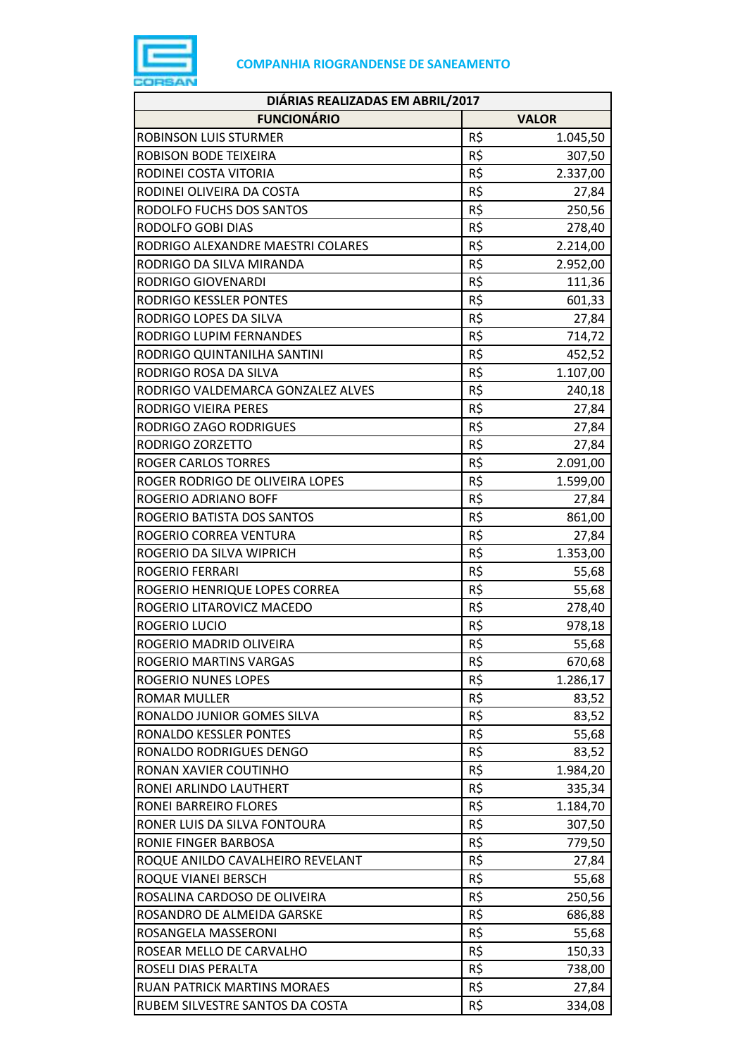**COMPANHIA RIOGRANDENSE DE SANEAMENTO**

| DIÁRIAS REALIZADAS EM ABRIL/2017 | | |
|---|---|---|
| **FUNCIONÁRIO** | **VALOR** | |
| ROBINSON LUIS STURMER | R$ | 1.045,50 |
| ROBISON BODE TEIXEIRA | R$ | 307,50 |
| RODINEI COSTA VITORIA | R$ | 2.337,00 |
| RODINEI OLIVEIRA DA COSTA | R$ | 27,84 |
| RODOLFO FUCHS DOS SANTOS | R$ | 250,56 |
| RODOLFO GOBI DIAS | R$ | 278,40 |
| RODRIGO ALEXANDRE MAESTRI COLARES | R$ | 2.214,00 |
| RODRIGO DA SILVA MIRANDA | R$ | 2.952,00 |
| RODRIGO GIOVENARDI | R$ | 111,36 |
| RODRIGO KESSLER PONTES | R$ | 601,33 |
| RODRIGO LOPES DA SILVA | R$ | 27,84 |
| RODRIGO LUPIM FERNANDES | R$ | 714,72 |
| RODRIGO QUINTANILHA SANTINI | R$ | 452,52 |
| RODRIGO ROSA DA SILVA | R$ | 1.107,00 |
| RODRIGO VALDEMARCA GONZALEZ ALVES | R$ | 240,18 |
| RODRIGO VIEIRA PERES | R$ | 27,84 |
| RODRIGO ZAGO RODRIGUES | R$ | 27,84 |
| RODRIGO ZORZETTO | R$ | 27,84 |
| ROGER CARLOS TORRES | R$ | 2.091,00 |
| ROGER RODRIGO DE OLIVEIRA LOPES | R$ | 1.599,00 |
| ROGERIO ADRIANO BOFF | R$ | 27,84 |
| ROGERIO BATISTA DOS SANTOS | R$ | 861,00 |
| ROGERIO CORREA VENTURA | R$ | 27,84 |
| ROGERIO DA SILVA WIPRICH | R$ | 1.353,00 |
| ROGERIO FERRARI | R$ | 55,68 |
| ROGERIO HENRIQUE LOPES CORREA | R$ | 55,68 |
| ROGERIO LITAROVICZ MACEDO | R$ | 278,40 |
| ROGERIO LUCIO | R$ | 978,18 |
| ROGERIO MADRID OLIVEIRA | R$ | 55,68 |
| ROGERIO MARTINS VARGAS | R$ | 670,68 |
| ROGERIO NUNES LOPES | R$ | 1.286,17 |
| ROMAR MULLER | R$ | 83,52 |
| RONALDO JUNIOR GOMES SILVA | R$ | 83,52 |
| RONALDO KESSLER PONTES | R$ | 55,68 |
| RONALDO RODRIGUES DENGO | R$ | 83,52 |
| RONAN XAVIER COUTINHO | R$ | 1.984,20 |
| RONEI ARLINDO LAUTHERT | R$ | 335,34 |
| RONEI BARREIRO FLORES | R$ | 1.184,70 |
| RONER LUIS DA SILVA FONTOURA | R$ | 307,50 |
| RONIE FINGER BARBOSA | R$ | 779,50 |
| ROQUE ANILDO CAVALHEIRO REVELANT | R$ | 27,84 |
| ROQUE VIANEI BERSCH | R$ | 55,68 |
| ROSALINA CARDOSO DE OLIVEIRA | R$ | 250,56 |
| ROSANDRO DE ALMEIDA GARSKE | R$ | 686,88 |
| ROSANGELA MASSERONI | R$ | 55,68 |
| ROSEAR MELLO DE CARVALHO | R$ | 150,33 |
| ROSELI DIAS PERALTA | R$ | 738,00 |
| RUAN PATRICK MARTINS MORAES | R$ | 27,84 |
| RUBEM SILVESTRE SANTOS DA COSTA | R$ | 334,08 |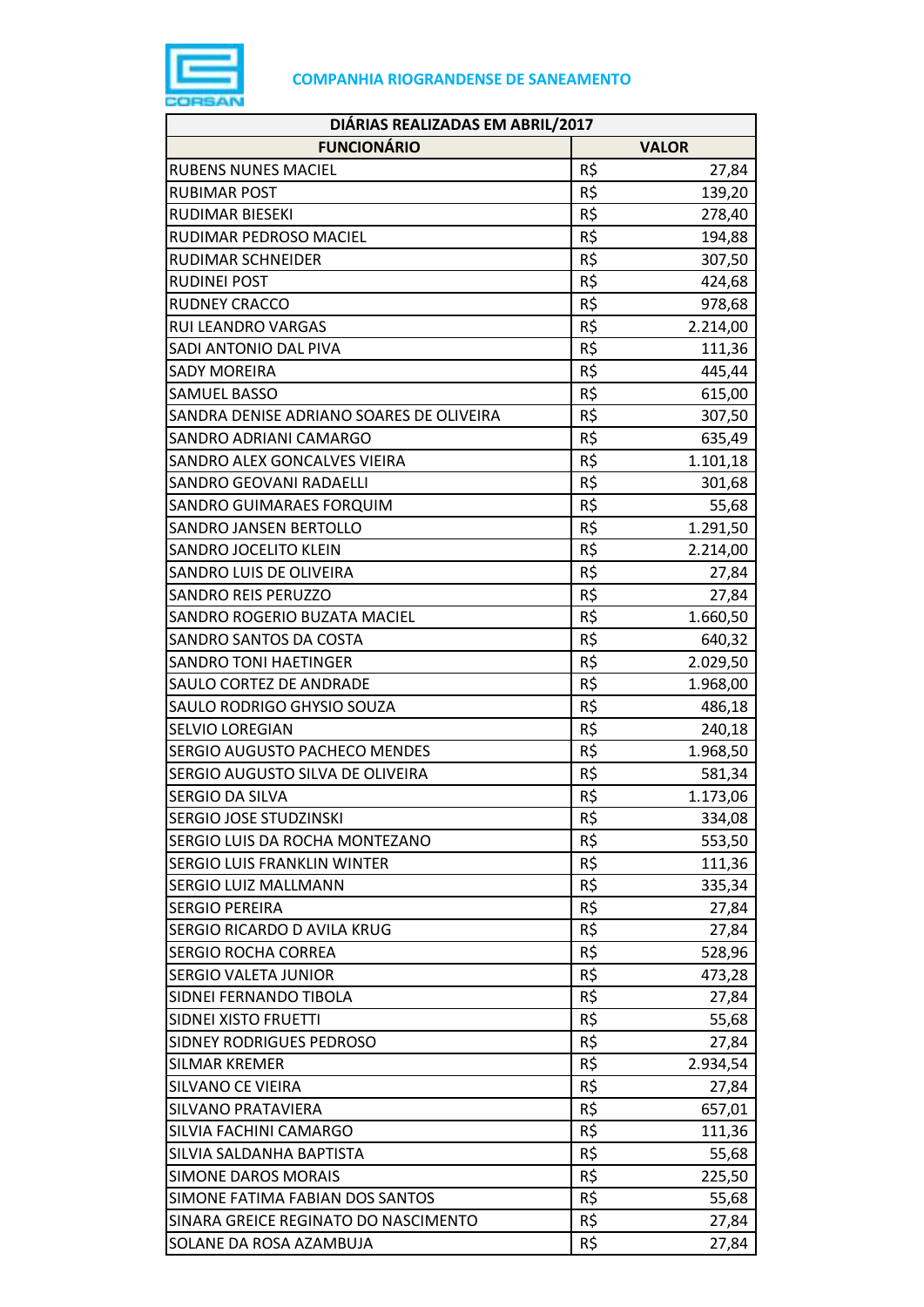**COMPANHIA RIOGRANDENSE DE SANEAMENTO**

| DIÁRIAS REALIZADAS EM ABRIL/2017 | | |
|---|---|---|
| **FUNCIONÁRIO** | **VALOR** | |
| RUBENS NUNES MACIEL | R$ | 27,84 |
| RUBIMAR POST | R$ | 139,20 |
| RUDIMAR BIESEKI | R$ | 278,40 |
| RUDIMAR PEDROSO MACIEL | R$ | 194,88 |
| RUDIMAR SCHNEIDER | R$ | 307,50 |
| RUDINEI POST | R$ | 424,68 |
| RUDNEY CRACCO | R$ | 978,68 |
| RUI LEANDRO VARGAS | R$ | 2.214,00 |
| SADI ANTONIO DAL PIVA | R$ | 111,36 |
| SADY MOREIRA | R$ | 445,44 |
| SAMUEL BASSO | R$ | 615,00 |
| SANDRA DENISE ADRIANO SOARES DE OLIVEIRA | R$ | 307,50 |
| SANDRO ADRIANI CAMARGO | R$ | 635,49 |
| SANDRO ALEX GONCALVES VIEIRA | R$ | 1.101,18 |
| SANDRO GEOVANI RADAELLI | R$ | 301,68 |
| SANDRO GUIMARAES FORQUIM | R$ | 55,68 |
| SANDRO JANSEN BERTOLLO | R$ | 1.291,50 |
| SANDRO JOCELITO KLEIN | R$ | 2.214,00 |
| SANDRO LUIS DE OLIVEIRA | R$ | 27,84 |
| SANDRO REIS PERUZZO | R$ | 27,84 |
| SANDRO ROGERIO BUZATA MACIEL | R$ | 1.660,50 |
| SANDRO SANTOS DA COSTA | R$ | 640,32 |
| SANDRO TONI HAETINGER | R$ | 2.029,50 |
| SAULO CORTEZ DE ANDRADE | R$ | 1.968,00 |
| SAULO RODRIGO GHYSIO SOUZA | R$ | 486,18 |
| SELVIO LOREGIAN | R$ | 240,18 |
| SERGIO AUGUSTO PACHECO MENDES | R$ | 1.968,50 |
| SERGIO AUGUSTO SILVA DE OLIVEIRA | R$ | 581,34 |
| SERGIO DA SILVA | R$ | 1.173,06 |
| SERGIO JOSE STUDZINSKI | R$ | 334,08 |
| SERGIO LUIS DA ROCHA MONTEZANO | R$ | 553,50 |
| SERGIO LUIS FRANKLIN WINTER | R$ | 111,36 |
| SERGIO LUIZ MALLMANN | R$ | 335,34 |
| SERGIO PEREIRA | R$ | 27,84 |
| SERGIO RICARDO D AVILA KRUG | R$ | 27,84 |
| SERGIO ROCHA CORREA | R$ | 528,96 |
| SERGIO VALETA JUNIOR | R$ | 473,28 |
| SIDNEI FERNANDO TIBOLA | R$ | 27,84 |
| SIDNEI XISTO FRUETTI | R$ | 55,68 |
| SIDNEY RODRIGUES PEDROSO | R$ | 27,84 |
| SILMAR KREMER | R$ | 2.934,54 |
| SILVANO CE VIEIRA | R$ | 27,84 |
| SILVANO PRATAVIERA | R$ | 657,01 |
| SILVIA FACHINI CAMARGO | R$ | 111,36 |
| SILVIA SALDANHA BAPTISTA | R$ | 55,68 |
| SIMONE DAROS MORAIS | R$ | 225,50 |
| SIMONE FATIMA FABIAN DOS SANTOS | R$ | 55,68 |
| SINARA GREICE REGINATO DO NASCIMENTO | R$ | 27,84 |
| SOLANE DA ROSA AZAMBUJA | R$ | 27,84 |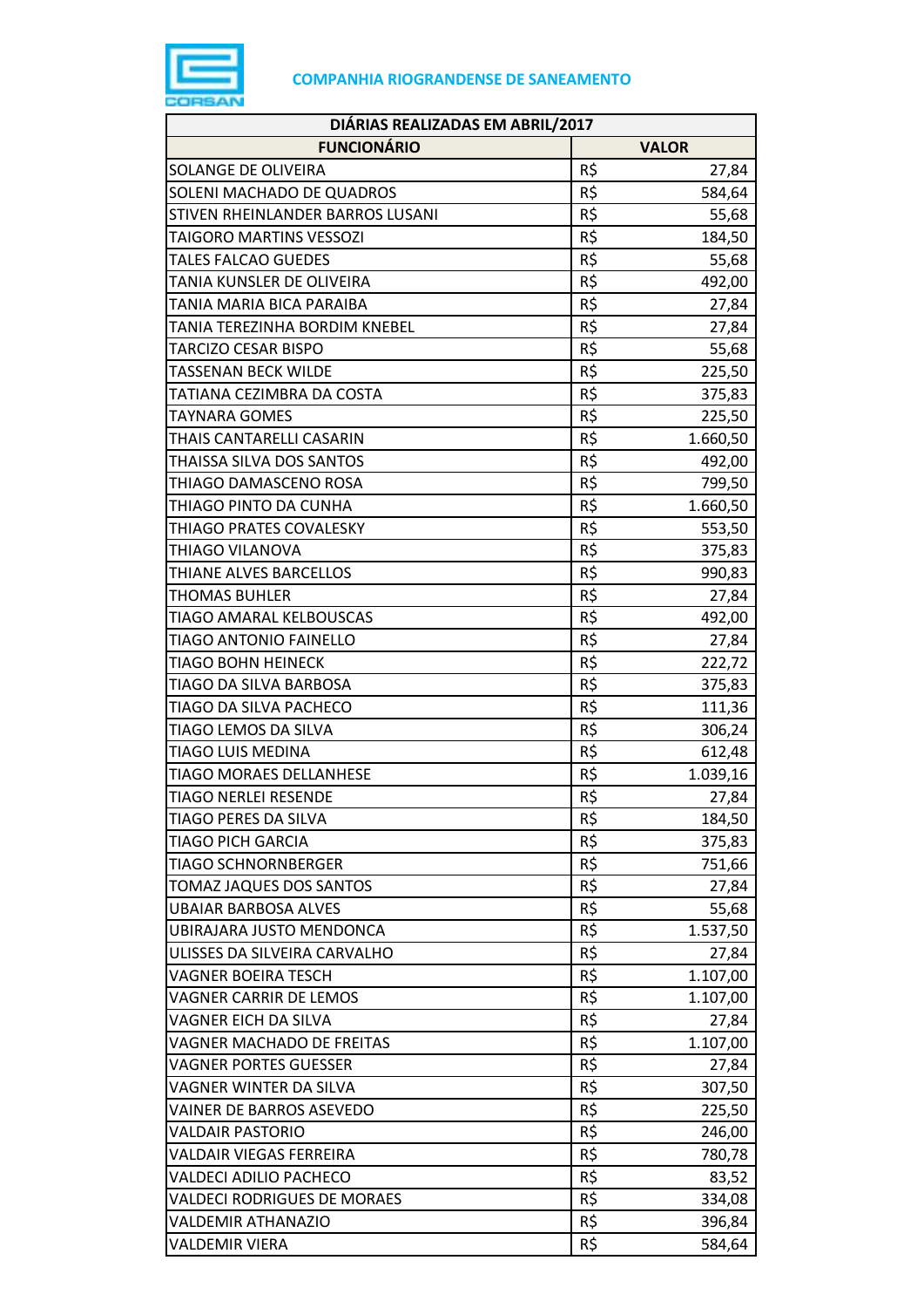**COMPANHIA RIOGRANDENSE DE SANEAMENTO**

| DIÁRIAS REALIZADAS EM ABRIL/2017 | | |
|---|---|---|
| **FUNCIONÁRIO** | **VALOR** | |
| SOLANGE DE OLIVEIRA | R$ | 27,84 |
| SOLENI MACHADO DE QUADROS | R$ | 584,64 |
| STIVEN RHEINLANDER BARROS LUSANI | R$ | 55,68 |
| TAIGORO MARTINS VESSOZI | R$ | 184,50 |
| TALES FALCAO GUEDES | R$ | 55,68 |
| TANIA KUNSLER DE OLIVEIRA | R$ | 492,00 |
| TANIA MARIA BICA PARAIBA | R$ | 27,84 |
| TANIA TEREZINHA BORDIM KNEBEL | R$ | 27,84 |
| TARCIZO CESAR BISPO | R$ | 55,68 |
| TASSENAN BECK WILDE | R$ | 225,50 |
| TATIANA CEZIMBRA DA COSTA | R$ | 375,83 |
| TAYNARA GOMES | R$ | 225,50 |
| THAIS CANTARELLI CASARIN | R$ | 1.660,50 |
| THAISSA SILVA DOS SANTOS | R$ | 492,00 |
| THIAGO DAMASCENO ROSA | R$ | 799,50 |
| THIAGO PINTO DA CUNHA | R$ | 1.660,50 |
| THIAGO PRATES COVALESKY | R$ | 553,50 |
| THIAGO VILANOVA | R$ | 375,83 |
| THIANE ALVES BARCELLOS | R$ | 990,83 |
| THOMAS BUHLER | R$ | 27,84 |
| TIAGO AMARAL KELBOUSCAS | R$ | 492,00 |
| TIAGO ANTONIO FAINELLO | R$ | 27,84 |
| TIAGO BOHN HEINECK | R$ | 222,72 |
| TIAGO DA SILVA BARBOSA | R$ | 375,83 |
| TIAGO DA SILVA PACHECO | R$ | 111,36 |
| TIAGO LEMOS DA SILVA | R$ | 306,24 |
| TIAGO LUIS MEDINA | R$ | 612,48 |
| TIAGO MORAES DELLANHESE | R$ | 1.039,16 |
| TIAGO NERLEI RESENDE | R$ | 27,84 |
| TIAGO PERES DA SILVA | R$ | 184,50 |
| TIAGO PICH GARCIA | R$ | 375,83 |
| TIAGO SCHNORNBERGER | R$ | 751,66 |
| TOMAZ JAQUES DOS SANTOS | R$ | 27,84 |
| UBAIAR BARBOSA ALVES | R$ | 55,68 |
| UBIRAJARA JUSTO MENDONCA | R$ | 1.537,50 |
| ULISSES DA SILVEIRA CARVALHO | R$ | 27,84 |
| VAGNER BOEIRA TESCH | R$ | 1.107,00 |
| VAGNER CARRIR DE LEMOS | R$ | 1.107,00 |
| VAGNER EICH DA SILVA | R$ | 27,84 |
| VAGNER MACHADO DE FREITAS | R$ | 1.107,00 |
| VAGNER PORTES GUESSER | R$ | 27,84 |
| VAGNER WINTER DA SILVA | R$ | 307,50 |
| VAINER DE BARROS ASEVEDO | R$ | 225,50 |
| VALDAIR PASTORIO | R$ | 246,00 |
| VALDAIR VIEGAS FERREIRA | R$ | 780,78 |
| VALDECI ADILIO PACHECO | R$ | 83,52 |
| VALDECI RODRIGUES DE MORAES | R$ | 334,08 |
| VALDEMIR ATHANAZIO | R$ | 396,84 |
| VALDEMIR VIERA | R$ | 584,64 |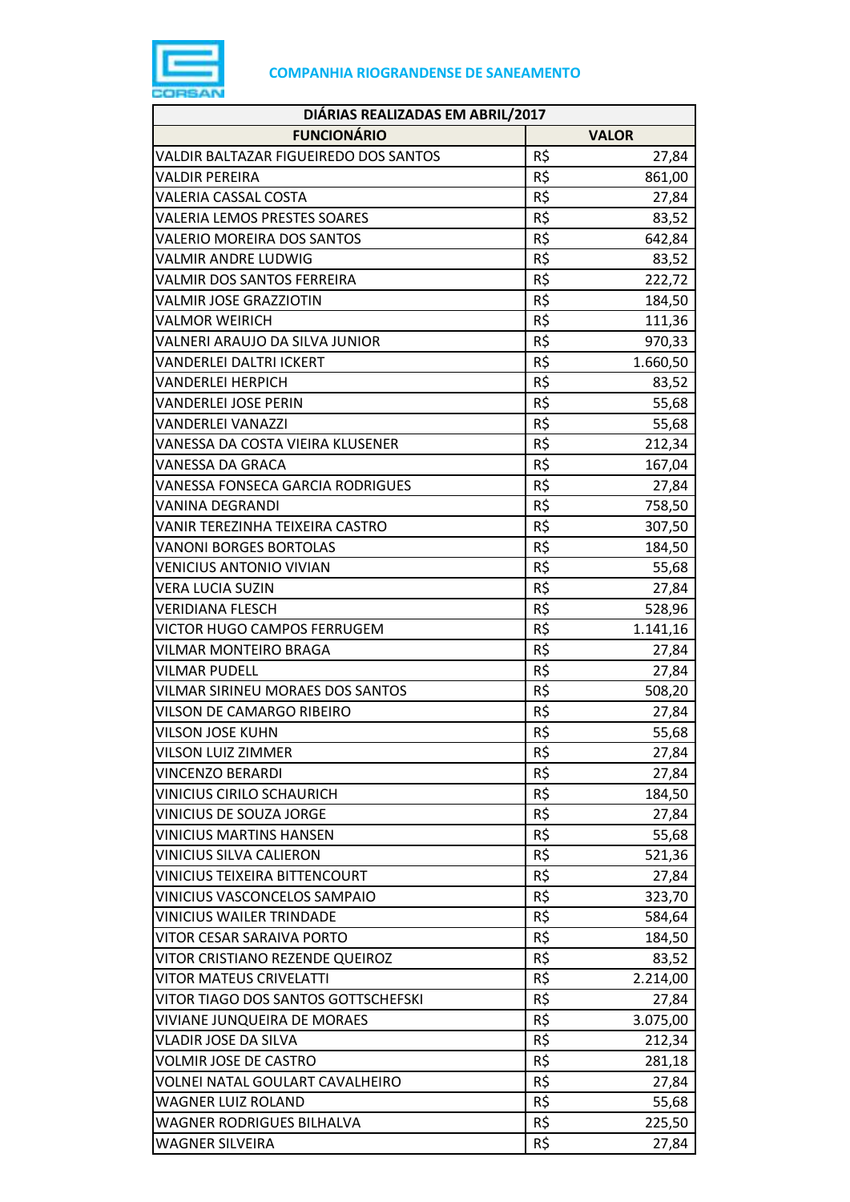**COMPANHIA RIOGRANDENSE DE SANEAMENTO**

| DIÁRIAS REALIZADAS EM ABRIL/2017 | | |
|---|---|---|
| **FUNCIONÁRIO** | **VALOR** | |
| VALDIR BALTAZAR FIGUEIREDO DOS SANTOS | R$ | 27,84 |
| VALDIR PEREIRA | R$ | 861,00 |
| VALERIA CASSAL COSTA | R$ | 27,84 |
| VALERIA LEMOS PRESTES SOARES | R$ | 83,52 |
| VALERIO MOREIRA DOS SANTOS | R$ | 642,84 |
| VALMIR ANDRE LUDWIG | R$ | 83,52 |
| VALMIR DOS SANTOS FERREIRA | R$ | 222,72 |
| VALMIR JOSE GRAZZIOTIN | R$ | 184,50 |
| VALMOR WEIRICH | R$ | 111,36 |
| VALNERI ARAUJO DA SILVA JUNIOR | R$ | 970,33 |
| VANDERLEI DALTRI ICKERT | R$ | 1.660,50 |
| VANDERLEI HERPICH | R$ | 83,52 |
| VANDERLEI JOSE PERIN | R$ | 55,68 |
| VANDERLEI VANAZZI | R$ | 55,68 |
| VANESSA DA COSTA VIEIRA KLUSENER | R$ | 212,34 |
| VANESSA DA GRACA | R$ | 167,04 |
| VANESSA FONSECA GARCIA RODRIGUES | R$ | 27,84 |
| VANINA DEGRANDI | R$ | 758,50 |
| VANIR TEREZINHA TEIXEIRA CASTRO | R$ | 307,50 |
| VANONI BORGES BORTOLAS | R$ | 184,50 |
| VENICIUS ANTONIO VIVIAN | R$ | 55,68 |
| VERA LUCIA SUZIN | R$ | 27,84 |
| VERIDIANA FLESCH | R$ | 528,96 |
| VICTOR HUGO CAMPOS FERRUGEM | R$ | 1.141,16 |
| VILMAR MONTEIRO BRAGA | R$ | 27,84 |
| VILMAR PUDELL | R$ | 27,84 |
| VILMAR SIRINEU MORAES DOS SANTOS | R$ | 508,20 |
| VILSON DE CAMARGO RIBEIRO | R$ | 27,84 |
| VILSON JOSE KUHN | R$ | 55,68 |
| VILSON LUIZ ZIMMER | R$ | 27,84 |
| VINCENZO BERARDI | R$ | 27,84 |
| VINICIUS CIRILO SCHAURICH | R$ | 184,50 |
| VINICIUS DE SOUZA JORGE | R$ | 27,84 |
| VINICIUS MARTINS HANSEN | R$ | 55,68 |
| VINICIUS SILVA CALIERON | R$ | 521,36 |
| VINICIUS TEIXEIRA BITTENCOURT | R$ | 27,84 |
| VINICIUS VASCONCELOS SAMPAIO | R$ | 323,70 |
| VINICIUS WAILER TRINDADE | R$ | 584,64 |
| VITOR CESAR SARAIVA PORTO | R$ | 184,50 |
| VITOR CRISTIANO REZENDE QUEIROZ | R$ | 83,52 |
| VITOR MATEUS CRIVELATTI | R$ | 2.214,00 |
| VITOR TIAGO DOS SANTOS GOTTSCHEFSKI | R$ | 27,84 |
| VIVIANE JUNQUEIRA DE MORAES | R$ | 3.075,00 |
| VLADIR JOSE DA SILVA | R$ | 212,34 |
| VOLMIR JOSE DE CASTRO | R$ | 281,18 |
| VOLNEI NATAL GOULART CAVALHEIRO | R$ | 27,84 |
| WAGNER LUIZ ROLAND | R$ | 55,68 |
| WAGNER RODRIGUES BILHALVA | R$ | 225,50 |
| WAGNER SILVEIRA | R$ | 27,84 |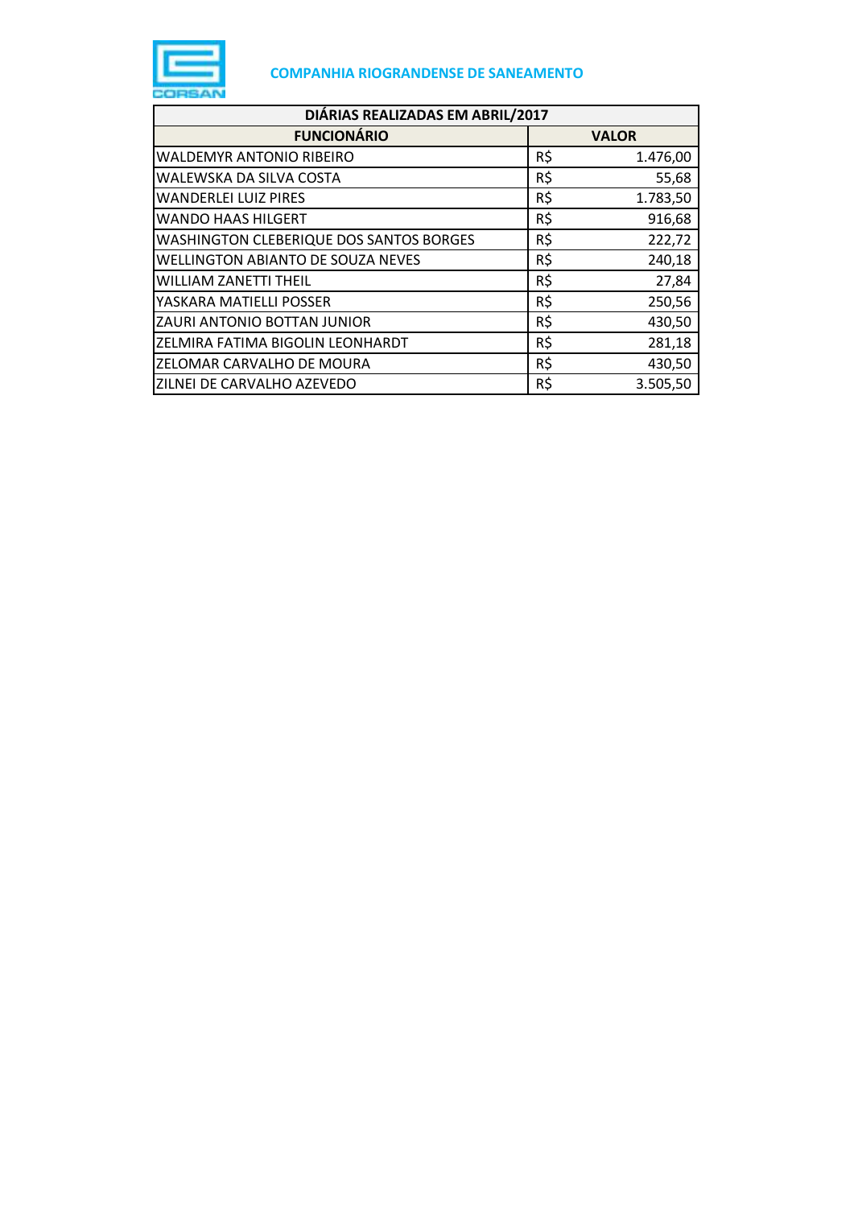**COMPANHIA RIOGRANDENSE DE SANEAMENTO**

| DIÁRIAS REALIZADAS EM ABRIL/2017 | | |
|---|---|---|
| **FUNCIONÁRIO** | **VALOR** | |
| WALDEMYR ANTONIO RIBEIRO | R$ | 1.476,00 |
| WALEWSKA DA SILVA COSTA | R$ | 55,68 |
| WANDERLEI LUIZ PIRES | R$ | 1.783,50 |
| WANDO HAAS HILGERT | R$ | 916,68 |
| WASHINGTON CLEBERIQUE DOS SANTOS BORGES | R$ | 222,72 |
| WELLINGTON ABIANTO DE SOUZA NEVES | R$ | 240,18 |
| WILLIAM ZANETTI THEIL | R$ | 27,84 |
| YASKARA MATIELLI POSSER | R$ | 250,56 |
| ZAURI ANTONIO BOTTAN JUNIOR | R$ | 430,50 |
| ZELMIRA FATIMA BIGOLIN LEONHARDT | R$ | 281,18 |
| ZELOMAR CARVALHO DE MOURA | R$ | 430,50 |
| ZILNEI DE CARVALHO AZEVEDO | R$ | 3.505,50 |